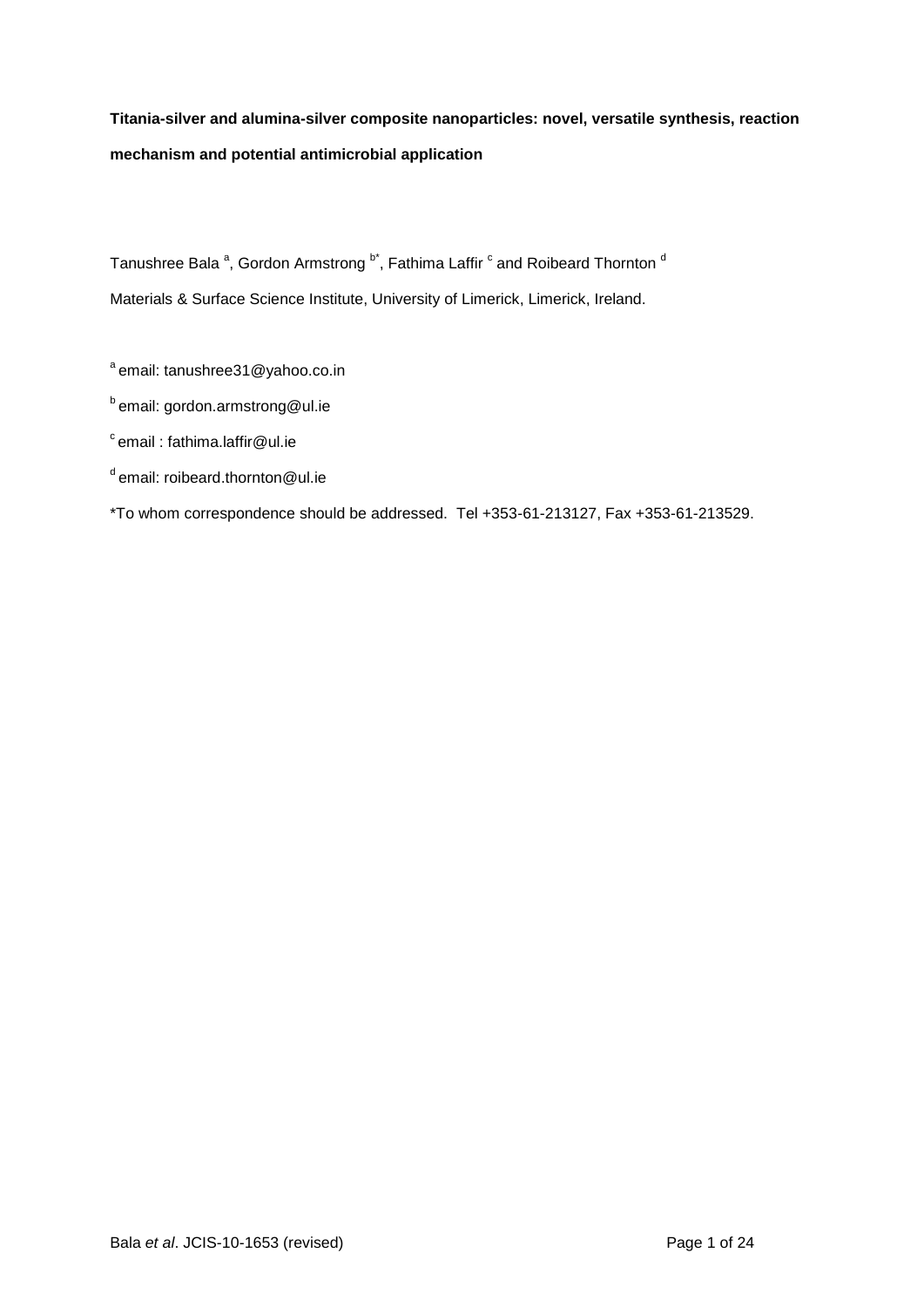**Titania-silver and alumina-silver composite nanoparticles: novel, versatile synthesis, reaction mechanism and potential antimicrobial application**

Tanushree Bala [a], Gordon Armstrong [b*], Fathima Laffir [c] and Roibeard Thornton [d]

Materials & Surface Science Institute, University of Limerick, Limerick, Ireland.

[a] email: tanushree31@yahoo.co.in

[b] email: gordon.armstrong@ul.ie

[c] email : fathima.laffir@ul.ie

[d] email: roibeard.thornton@ul.ie

*To whom correspondence should be addressed. Tel +353-61-213127, Fax +353-61-213529.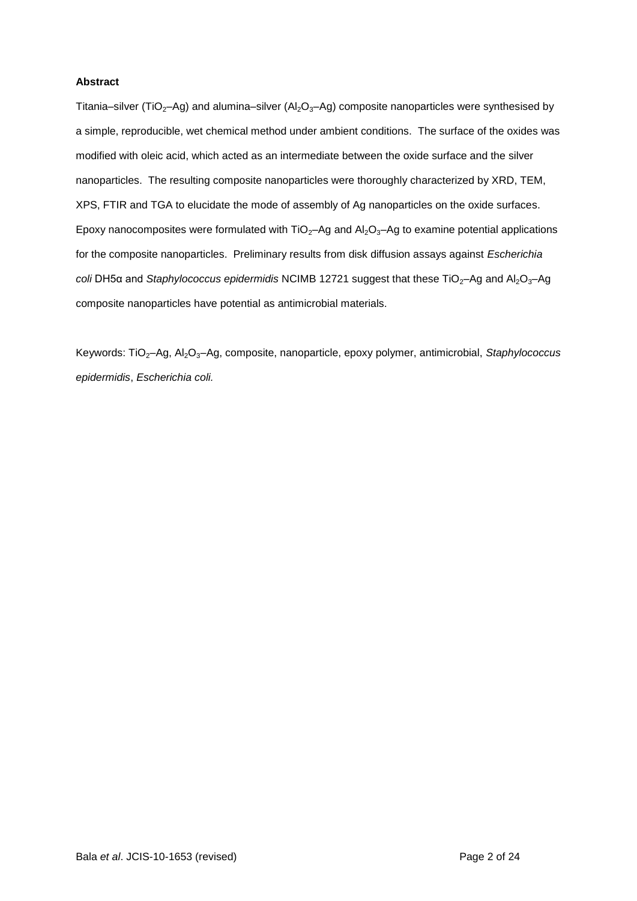**Abstract**

Titania–silver ($TiO_2$–Ag) and alumina–silver ($Al_2O_3$–Ag) composite nanoparticles were synthesised by a simple, reproducible, wet chemical method under ambient conditions. The surface of the oxides was modified with oleic acid, which acted as an intermediate between the oxide surface and the silver nanoparticles. The resulting composite nanoparticles were thoroughly characterized by XRD, TEM, XPS, FTIR and TGA to elucidate the mode of assembly of Ag nanoparticles on the oxide surfaces. Epoxy nanocomposites were formulated with $TiO_2$–Ag and $Al_2O_3$–Ag to examine potential applications for the composite nanoparticles. Preliminary results from disk diffusion assays against *Escherichia coli* DH5α and *Staphylococcus epidermidis* NCIMB 12721 suggest that these $TiO_2$–Ag and $Al_2O_3$–Ag composite nanoparticles have potential as antimicrobial materials.

Keywords: $TiO_2$–Ag, $Al_2O_3$–Ag, composite, nanoparticle, epoxy polymer, antimicrobial, *Staphylococcus epidermidis*, *Escherichia coli.*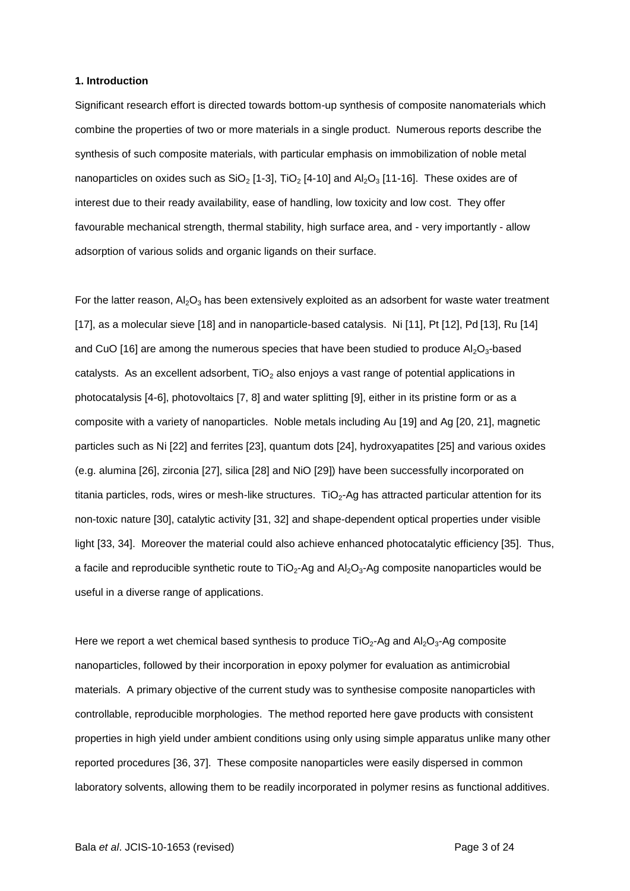### 1. Introduction

Significant research effort is directed towards bottom-up synthesis of composite nanomaterials which combine the properties of two or more materials in a single product. Numerous reports describe the synthesis of such composite materials, with particular emphasis on immobilization of noble metal nanoparticles on oxides such as $SiO_2$ [1-3], $TiO_2$ [4-10] and $Al_2O_3$ [11-16]. These oxides are of interest due to their ready availability, ease of handling, low toxicity and low cost. They offer favourable mechanical strength, thermal stability, high surface area, and - very importantly - allow adsorption of various solids and organic ligands on their surface.

For the latter reason, $Al_2O_3$ has been extensively exploited as an adsorbent for waste water treatment [17], as a molecular sieve [18] and in nanoparticle-based catalysis. Ni [11], Pt [12], Pd [13], Ru [14] and CuO [16] are among the numerous species that have been studied to produce $Al_2O_3$-based catalysts. As an excellent adsorbent, $TiO_2$ also enjoys a vast range of potential applications in photocatalysis [4-6], photovoltaics [7, 8] and water splitting [9], either in its pristine form or as a composite with a variety of nanoparticles. Noble metals including Au [19] and Ag [20, 21], magnetic particles such as Ni [22] and ferrites [23], quantum dots [24], hydroxyapatites [25] and various oxides (e.g. alumina [26], zirconia [27], silica [28] and NiO [29]) have been successfully incorporated on titania particles, rods, wires or mesh-like structures. $TiO_2$-Ag has attracted particular attention for its non-toxic nature [30], catalytic activity [31, 32] and shape-dependent optical properties under visible light [33, 34]. Moreover the material could also achieve enhanced photocatalytic efficiency [35]. Thus, a facile and reproducible synthetic route to $TiO_2$-Ag and $Al_2O_3$-Ag composite nanoparticles would be useful in a diverse range of applications.

Here we report a wet chemical based synthesis to produce $TiO_2$-Ag and $Al_2O_3$-Ag composite nanoparticles, followed by their incorporation in epoxy polymer for evaluation as antimicrobial materials. A primary objective of the current study was to synthesise composite nanoparticles with controllable, reproducible morphologies. The method reported here gave products with consistent properties in high yield under ambient conditions using only using simple apparatus unlike many other reported procedures [36, 37]. These composite nanoparticles were easily dispersed in common laboratory solvents, allowing them to be readily incorporated in polymer resins as functional additives.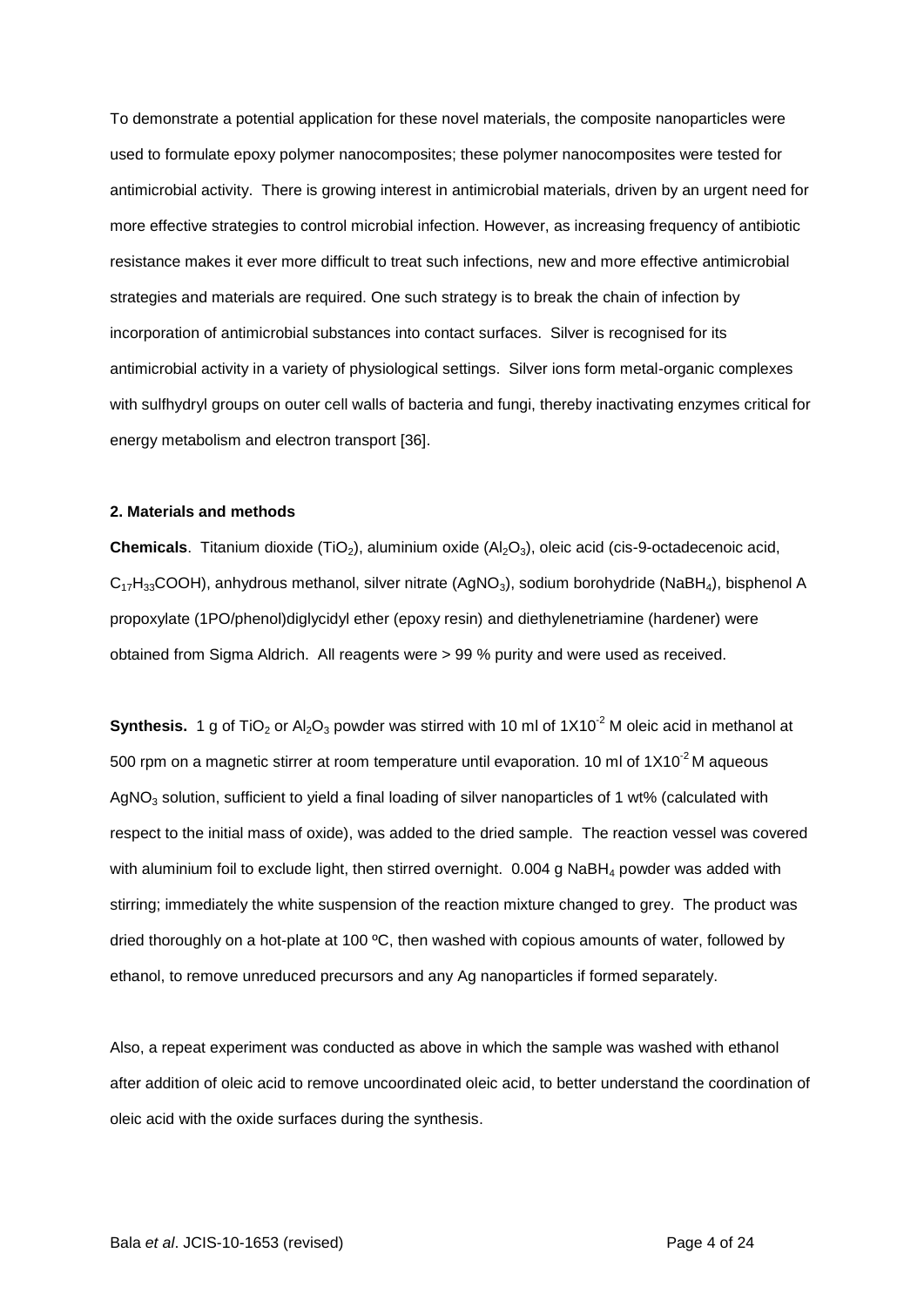To demonstrate a potential application for these novel materials, the composite nanoparticles were used to formulate epoxy polymer nanocomposites; these polymer nanocomposites were tested for antimicrobial activity. There is growing interest in antimicrobial materials, driven by an urgent need for more effective strategies to control microbial infection. However, as increasing frequency of antibiotic resistance makes it ever more difficult to treat such infections, new and more effective antimicrobial strategies and materials are required. One such strategy is to break the chain of infection by incorporation of antimicrobial substances into contact surfaces. Silver is recognised for its antimicrobial activity in a variety of physiological settings. Silver ions form metal-organic complexes with sulfhydryl groups on outer cell walls of bacteria and fungi, thereby inactivating enzymes critical for energy metabolism and electron transport [36].

## 2. Materials and methods

**Chemicals**. Titanium dioxide ($TiO_2$), aluminium oxide ($Al_2O_3$), oleic acid (cis-9-octadecenoic acid, $C_{17}H_{33}COOH$), anhydrous methanol, silver nitrate ($AgNO_3$), sodium borohydride ($NaBH_4$), bisphenol A propoxylate (1PO/phenol)diglycidyl ether (epoxy resin) and diethylenetriamine (hardener) were obtained from Sigma Aldrich. All reagents were > 99 % purity and were used as received.

**Synthesis.** 1 g of $TiO_2$ or $Al_2O_3$ powder was stirred with 10 ml of $1X10^{-2}$ M oleic acid in methanol at 500 rpm on a magnetic stirrer at room temperature until evaporation. 10 ml of $1X10^{-2}$ M aqueous $AgNO_3$ solution, sufficient to yield a final loading of silver nanoparticles of 1 wt% (calculated with respect to the initial mass of oxide), was added to the dried sample. The reaction vessel was covered with aluminium foil to exclude light, then stirred overnight. 0.004 g $NaBH_4$ powder was added with stirring; immediately the white suspension of the reaction mixture changed to grey. The product was dried thoroughly on a hot-plate at 100 ºC, then washed with copious amounts of water, followed by ethanol, to remove unreduced precursors and any Ag nanoparticles if formed separately.

Also, a repeat experiment was conducted as above in which the sample was washed with ethanol after addition of oleic acid to remove uncoordinated oleic acid, to better understand the coordination of oleic acid with the oxide surfaces during the synthesis.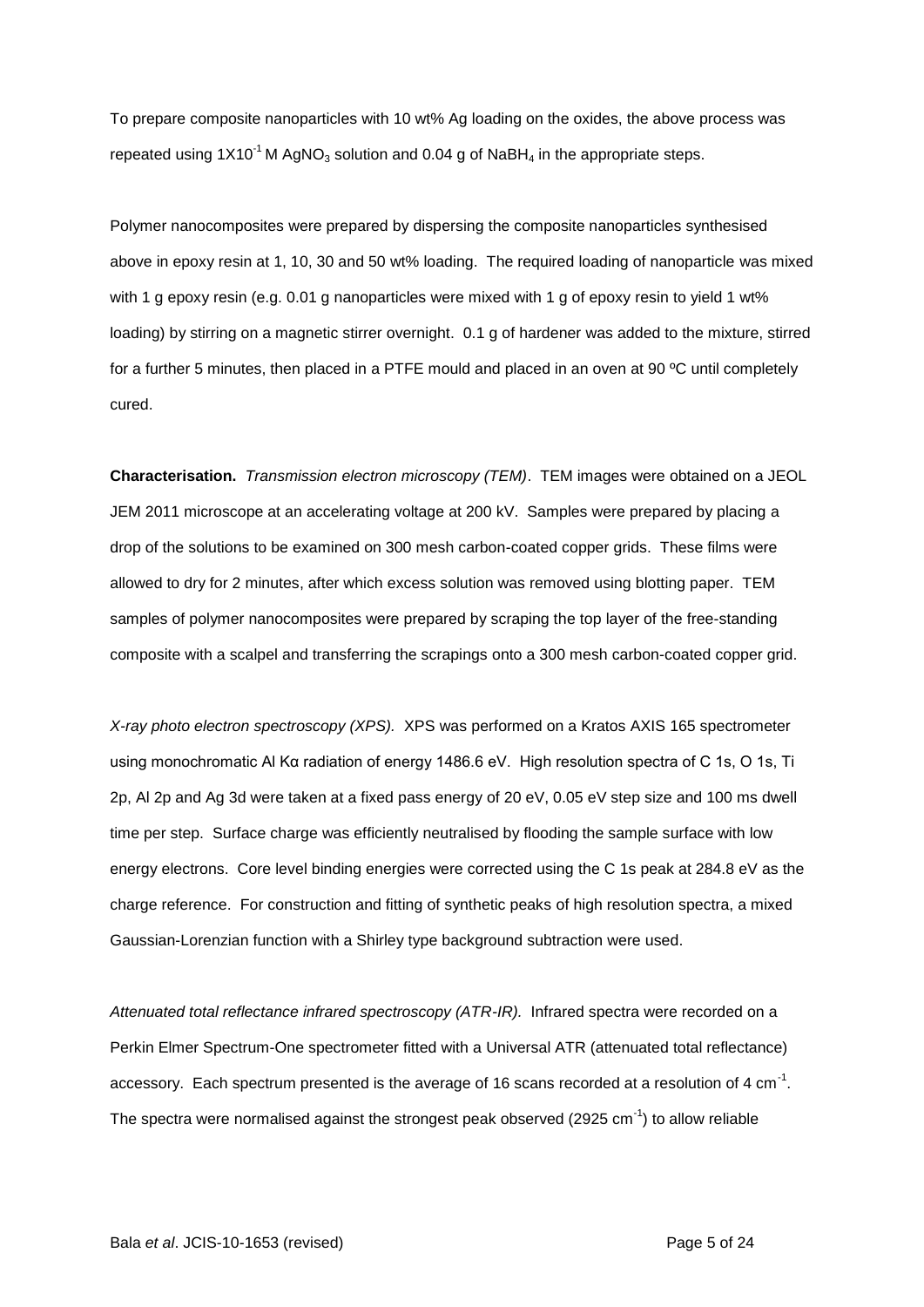To prepare composite nanoparticles with 10 wt% Ag loading on the oxides, the above process was repeated using $1X10^{-1}$ M $AgNO_3$ solution and 0.04 g of $NaBH_4$ in the appropriate steps.

Polymer nanocomposites were prepared by dispersing the composite nanoparticles synthesised above in epoxy resin at 1, 10, 30 and 50 wt% loading. The required loading of nanoparticle was mixed with 1 g epoxy resin (e.g. 0.01 g nanoparticles were mixed with 1 g of epoxy resin to yield 1 wt% loading) by stirring on a magnetic stirrer overnight. 0.1 g of hardener was added to the mixture, stirred for a further 5 minutes, then placed in a PTFE mould and placed in an oven at 90 ºC until completely cured.

**Characterisation.** *Transmission electron microscopy (TEM)*. TEM images were obtained on a JEOL JEM 2011 microscope at an accelerating voltage at 200 kV. Samples were prepared by placing a drop of the solutions to be examined on 300 mesh carbon-coated copper grids. These films were allowed to dry for 2 minutes, after which excess solution was removed using blotting paper. TEM samples of polymer nanocomposites were prepared by scraping the top layer of the free-standing composite with a scalpel and transferring the scrapings onto a 300 mesh carbon-coated copper grid.

*X-ray photo electron spectroscopy (XPS).* XPS was performed on a Kratos AXIS 165 spectrometer using monochromatic Al Kα radiation of energy 1486.6 eV. High resolution spectra of C 1s, O 1s, Ti 2p, Al 2p and Ag 3d were taken at a fixed pass energy of 20 eV, 0.05 eV step size and 100 ms dwell time per step. Surface charge was efficiently neutralised by flooding the sample surface with low energy electrons. Core level binding energies were corrected using the C 1s peak at 284.8 eV as the charge reference. For construction and fitting of synthetic peaks of high resolution spectra, a mixed Gaussian-Lorenzian function with a Shirley type background subtraction were used.

*Attenuated total reflectance infrared spectroscopy (ATR-IR).* Infrared spectra were recorded on a Perkin Elmer Spectrum-One spectrometer fitted with a Universal ATR (attenuated total reflectance) accessory. Each spectrum presented is the average of 16 scans recorded at a resolution of 4 $cm^{-1}$. The spectra were normalised against the strongest peak observed (2925 $cm^{-1}$) to allow reliable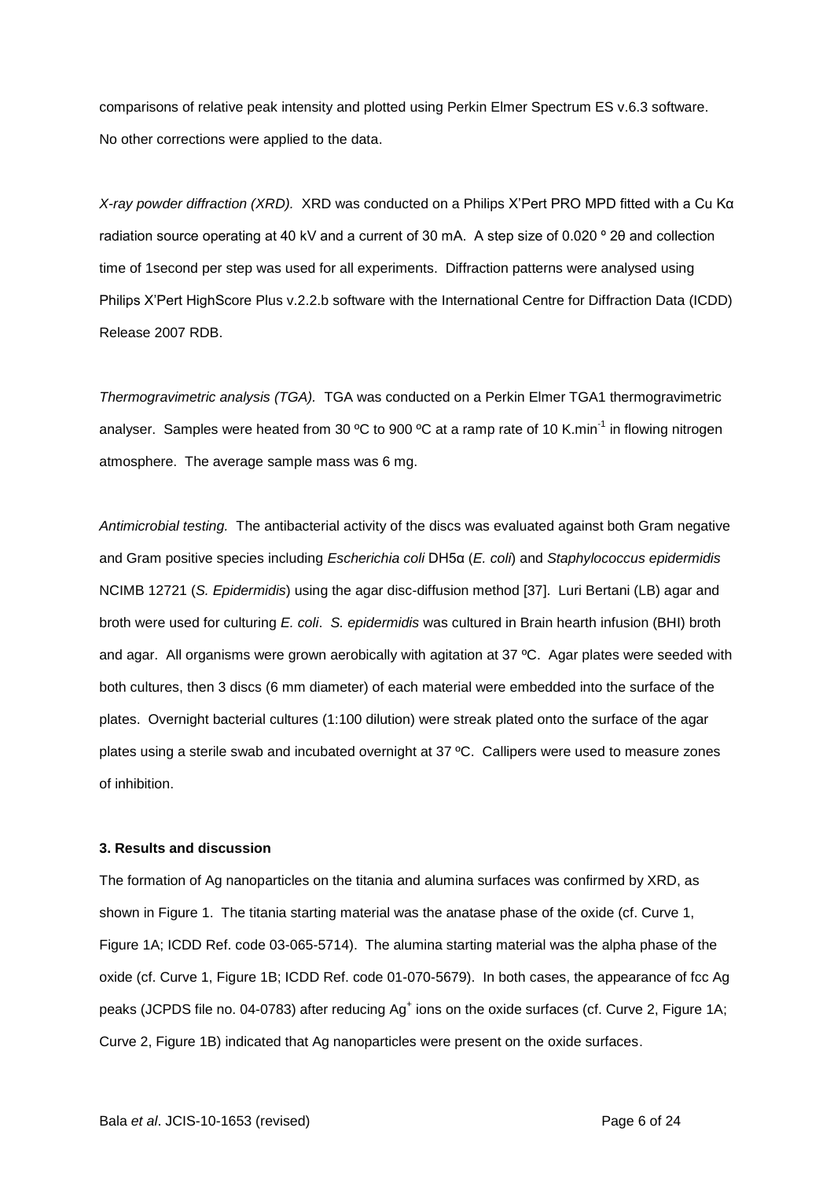comparisons of relative peak intensity and plotted using Perkin Elmer Spectrum ES v.6.3 software. No other corrections were applied to the data.

*X-ray powder diffraction (XRD).* XRD was conducted on a Philips X'Pert PRO MPD fitted with a Cu Kα radiation source operating at 40 kV and a current of 30 mA. A step size of 0.020 º 2θ and collection time of 1second per step was used for all experiments. Diffraction patterns were analysed using Philips X'Pert HighScore Plus v.2.2.b software with the International Centre for Diffraction Data (ICDD) Release 2007 RDB.

*Thermogravimetric analysis (TGA).* TGA was conducted on a Perkin Elmer TGA1 thermogravimetric analyser. Samples were heated from 30 ºC to 900 ºC at a ramp rate of 10 $K.min^{-1}$ in flowing nitrogen atmosphere. The average sample mass was 6 mg.

*Antimicrobial testing.* The antibacterial activity of the discs was evaluated against both Gram negative and Gram positive species including *Escherichia coli* DH5α (*E. coli*) and *Staphylococcus epidermidis* NCIMB 12721 (*S. Epidermidis*) using the agar disc-diffusion method [37]. Luri Bertani (LB) agar and broth were used for culturing *E. coli*. *S. epidermidis* was cultured in Brain hearth infusion (BHI) broth and agar. All organisms were grown aerobically with agitation at 37 ºC. Agar plates were seeded with both cultures, then 3 discs (6 mm diameter) of each material were embedded into the surface of the plates. Overnight bacterial cultures (1:100 dilution) were streak plated onto the surface of the agar plates using a sterile swab and incubated overnight at 37 ºC. Callipers were used to measure zones of inhibition.

## 3. Results and discussion

The formation of Ag nanoparticles on the titania and alumina surfaces was confirmed by XRD, as shown in Figure 1. The titania starting material was the anatase phase of the oxide (cf. Curve 1, Figure 1A; ICDD Ref. code 03-065-5714). The alumina starting material was the alpha phase of the oxide (cf. Curve 1, Figure 1B; ICDD Ref. code 01-070-5679). In both cases, the appearance of fcc Ag peaks (JCPDS file no. 04-0783) after reducing $Ag^{+}$ ions on the oxide surfaces (cf. Curve 2, Figure 1A; Curve 2, Figure 1B) indicated that Ag nanoparticles were present on the oxide surfaces.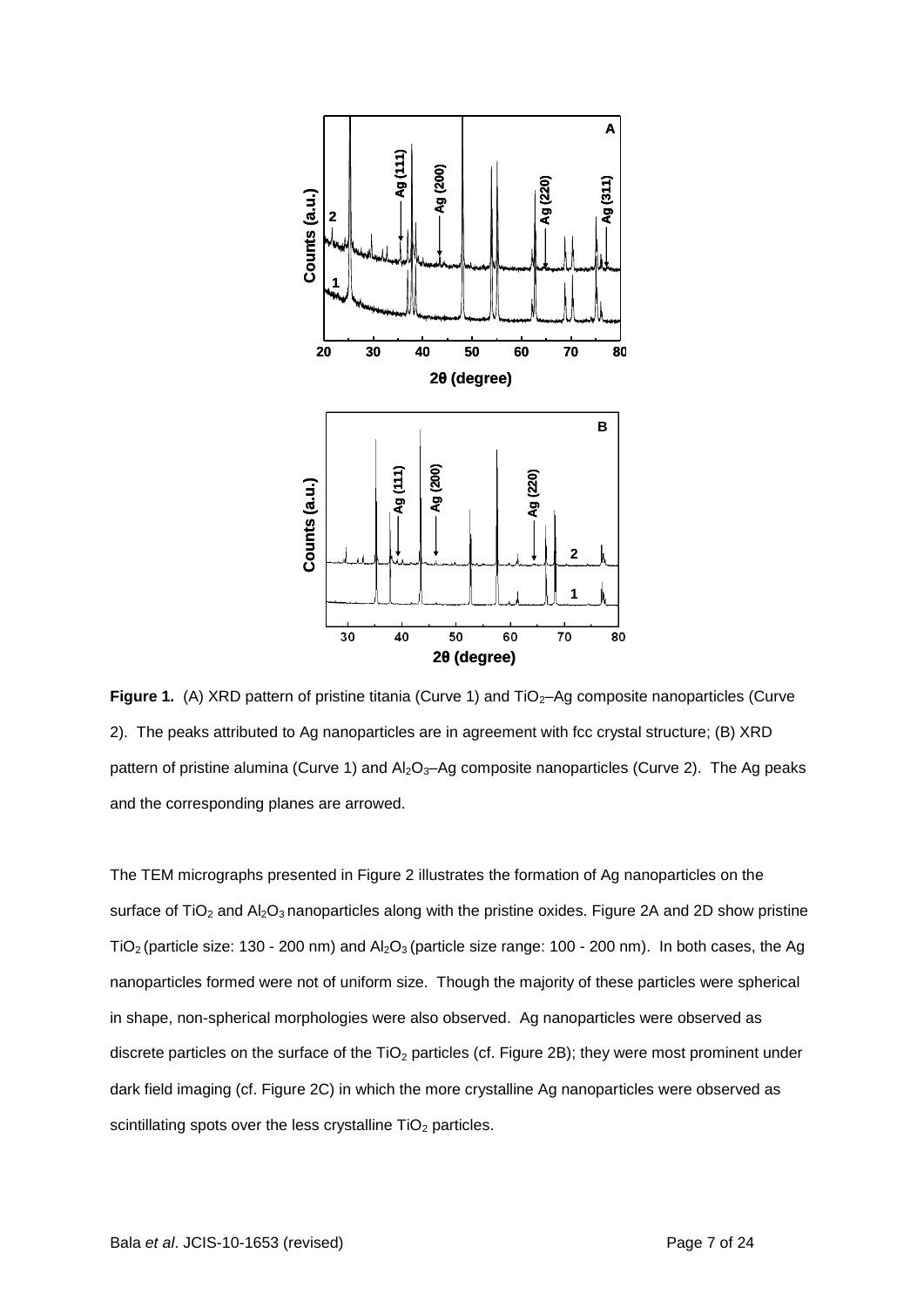**Figure 1.** (A) XRD pattern of pristine titania (Curve 1) and $TiO_2$–Ag composite nanoparticles (Curve 2). The peaks attributed to Ag nanoparticles are in agreement with fcc crystal structure; (B) XRD pattern of pristine alumina (Curve 1) and $Al_2O_3$–Ag composite nanoparticles (Curve 2). The Ag peaks and the corresponding planes are arrowed.

The TEM micrographs presented in Figure 2 illustrates the formation of Ag nanoparticles on the surface of $TiO_2$ and $Al_2O_3$ nanoparticles along with the pristine oxides. Figure 2A and 2D show pristine $TiO_2$ (particle size: 130 - 200 nm) and $Al_2O_3$ (particle size range: 100 - 200 nm). In both cases, the Ag nanoparticles formed were not of uniform size. Though the majority of these particles were spherical in shape, non-spherical morphologies were also observed. Ag nanoparticles were observed as discrete particles on the surface of the $TiO_2$ particles (cf. Figure 2B); they were most prominent under dark field imaging (cf. Figure 2C) in which the more crystalline Ag nanoparticles were observed as scintillating spots over the less crystalline $TiO_2$ particles.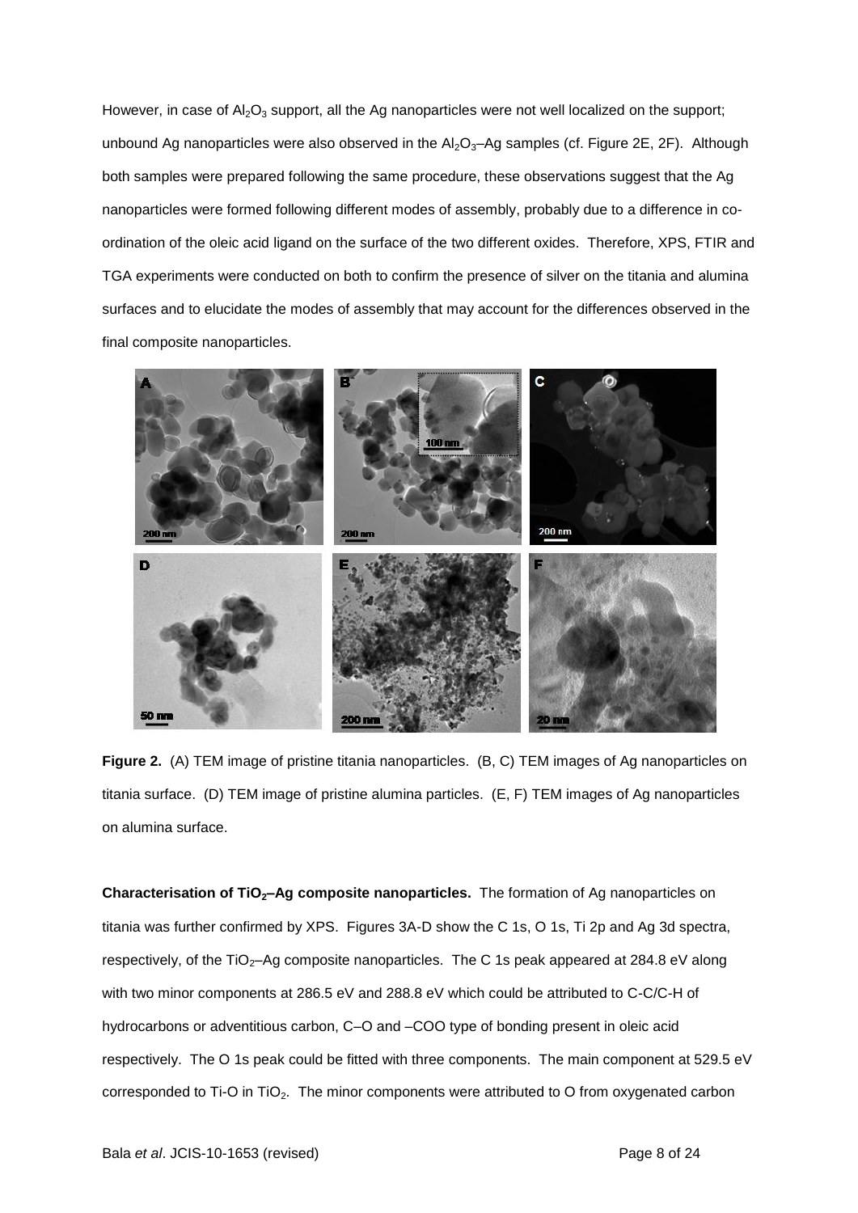However, in case of $Al_2O_3$ support, all the Ag nanoparticles were not well localized on the support; unbound Ag nanoparticles were also observed in the $Al_2O_3$–Ag samples (cf. Figure 2E, 2F). Although both samples were prepared following the same procedure, these observations suggest that the Ag nanoparticles were formed following different modes of assembly, probably due to a difference in co-ordination of the oleic acid ligand on the surface of the two different oxides. Therefore, XPS, FTIR and TGA experiments were conducted on both to confirm the presence of silver on the titania and alumina surfaces and to elucidate the modes of assembly that may account for the differences observed in the final composite nanoparticles.

**Figure 2.** (A) TEM image of pristine titania nanoparticles. (B, C) TEM images of Ag nanoparticles on titania surface. (D) TEM image of pristine alumina particles. (E, F) TEM images of Ag nanoparticles on alumina surface.

**Characterisation of $TiO_2$–Ag composite nanoparticles.** The formation of Ag nanoparticles on titania was further confirmed by XPS. Figures 3A-D show the C 1s, O 1s, Ti 2p and Ag 3d spectra, respectively, of the $TiO_2$–Ag composite nanoparticles. The C 1s peak appeared at 284.8 eV along with two minor components at 286.5 eV and 288.8 eV which could be attributed to C-C/C-H of hydrocarbons or adventitious carbon, C–O and –COO type of bonding present in oleic acid respectively. The O 1s peak could be fitted with three components. The main component at 529.5 eV corresponded to Ti-O in $TiO_2$. The minor components were attributed to O from oxygenated carbon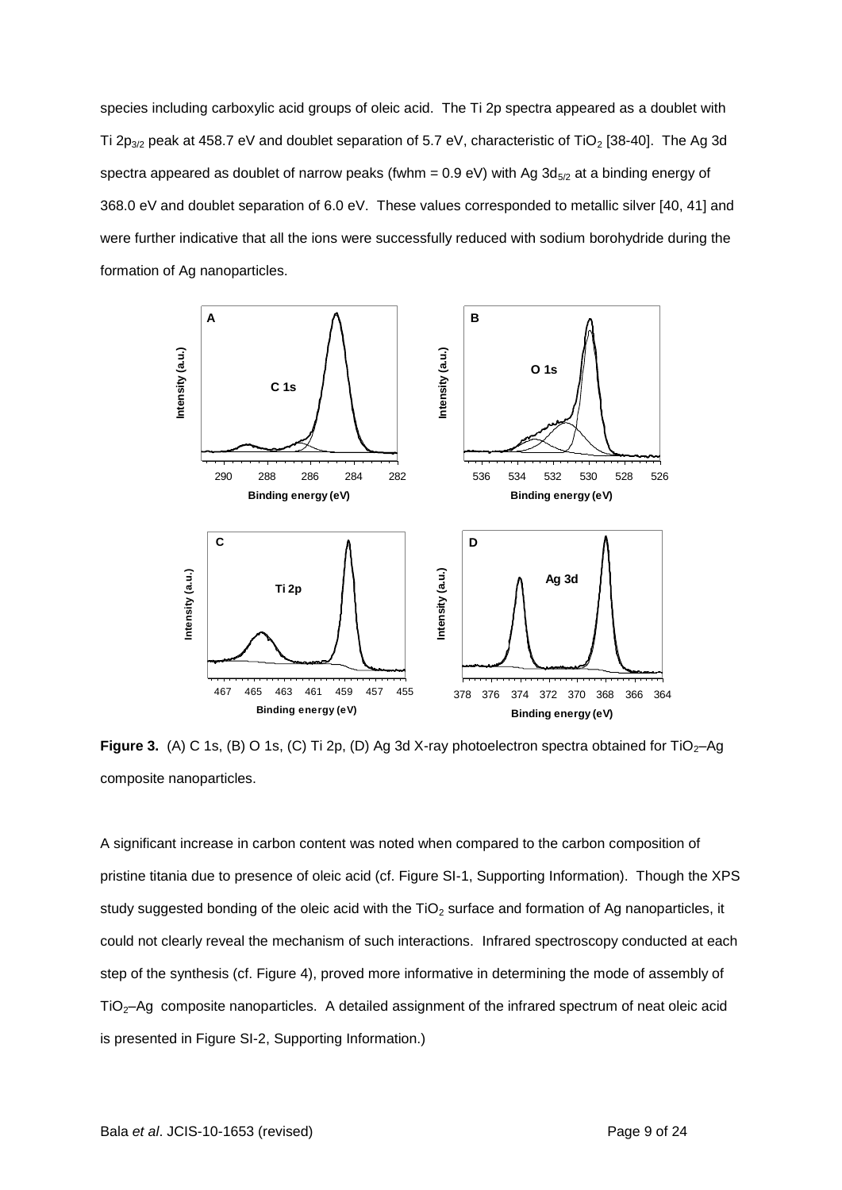species including carboxylic acid groups of oleic acid. The Ti 2p spectra appeared as a doublet with Ti $2p_{3/2}$ peak at 458.7 eV and doublet separation of 5.7 eV, characteristic of $TiO_2$ [38-40]. The Ag 3d spectra appeared as doublet of narrow peaks (fwhm = 0.9 eV) with Ag $3d_{5/2}$ at a binding energy of 368.0 eV and doublet separation of 6.0 eV. These values corresponded to metallic silver [40, 41] and were further indicative that all the ions were successfully reduced with sodium borohydride during the formation of Ag nanoparticles.

**Figure 3.** (A) C 1s, (B) O 1s, (C) Ti 2p, (D) Ag 3d X-ray photoelectron spectra obtained for $TiO_2$–Ag composite nanoparticles.

A significant increase in carbon content was noted when compared to the carbon composition of pristine titania due to presence of oleic acid (cf. Figure SI-1, Supporting Information). Though the XPS study suggested bonding of the oleic acid with the $TiO_2$ surface and formation of Ag nanoparticles, it could not clearly reveal the mechanism of such interactions. Infrared spectroscopy conducted at each step of the synthesis (cf. Figure 4), proved more informative in determining the mode of assembly of $TiO_2$–Ag composite nanoparticles. A detailed assignment of the infrared spectrum of neat oleic acid is presented in Figure SI-2, Supporting Information.)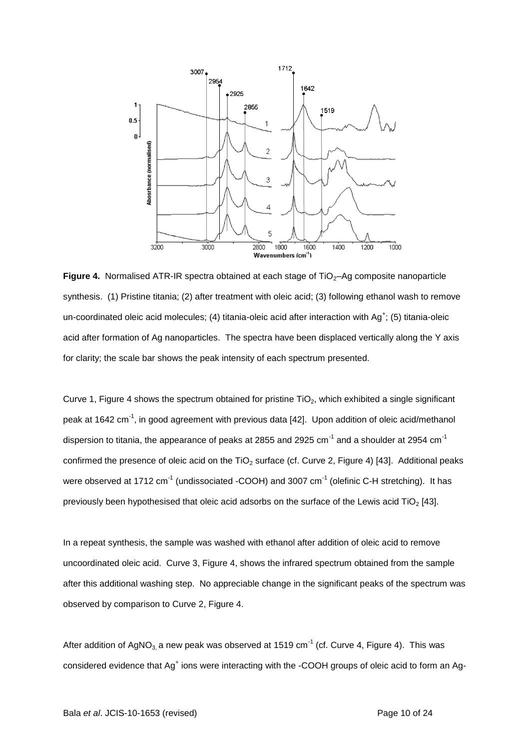**Figure 4.** Normalised ATR-IR spectra obtained at each stage of $TiO_2$–Ag composite nanoparticle synthesis. (1) Pristine titania; (2) after treatment with oleic acid; (3) following ethanol wash to remove un-coordinated oleic acid molecules; (4) titania-oleic acid after interaction with $Ag^+$; (5) titania-oleic acid after formation of Ag nanoparticles. The spectra have been displaced vertically along the Y axis for clarity; the scale bar shows the peak intensity of each spectrum presented.

Curve 1, Figure 4 shows the spectrum obtained for pristine $TiO_2$, which exhibited a single significant peak at 1642 $cm^{-1}$, in good agreement with previous data [42]. Upon addition of oleic acid/methanol dispersion to titania, the appearance of peaks at 2855 and 2925 $cm^{-1}$ and a shoulder at 2954 $cm^{-1}$ confirmed the presence of oleic acid on the $TiO_2$ surface (cf. Curve 2, Figure 4) [43]. Additional peaks were observed at 1712 $cm^{-1}$ (undissociated -COOH) and 3007 $cm^{-1}$ (olefinic C-H stretching). It has previously been hypothesised that oleic acid adsorbs on the surface of the Lewis acid $TiO_2$ [43].

In a repeat synthesis, the sample was washed with ethanol after addition of oleic acid to remove uncoordinated oleic acid. Curve 3, Figure 4, shows the infrared spectrum obtained from the sample after this additional washing step. No appreciable change in the significant peaks of the spectrum was observed by comparison to Curve 2, Figure 4.

After addition of $AgNO_3$, a new peak was observed at 1519 $cm^{-1}$ (cf. Curve 4, Figure 4). This was considered evidence that $Ag^+$ ions were interacting with the -COOH groups of oleic acid to form an Ag-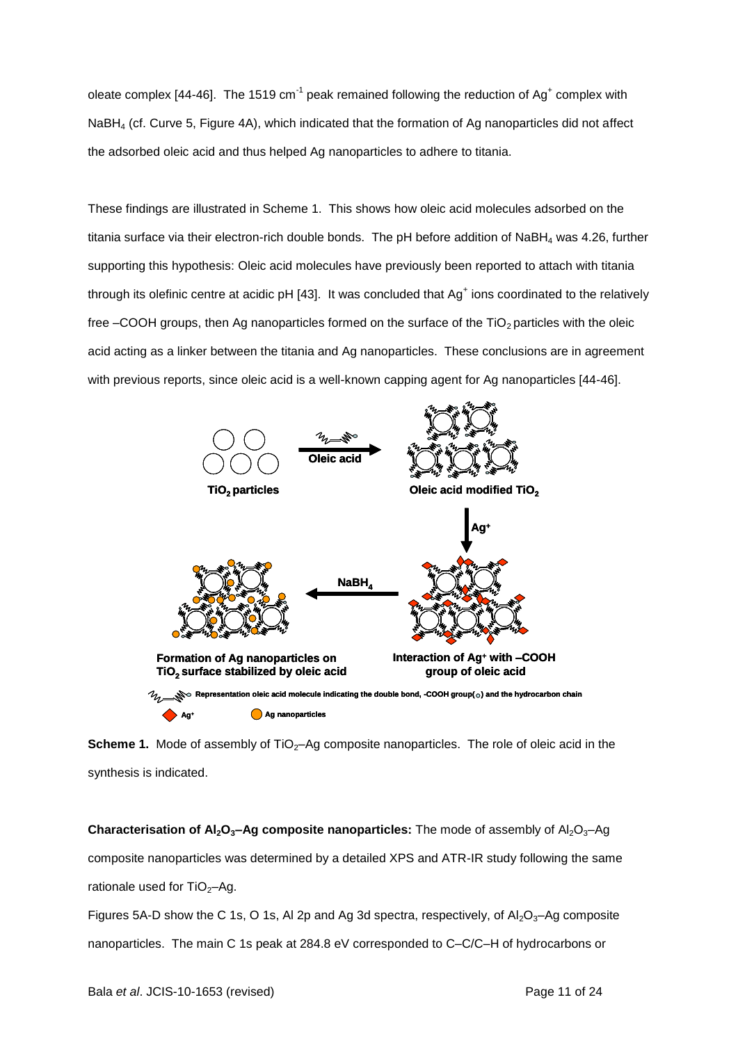oleate complex [44-46]. The 1519 $cm^{-1}$ peak remained following the reduction of $Ag^+$ complex with $NaBH_4$ (cf. Curve 5, Figure 4A), which indicated that the formation of Ag nanoparticles did not affect the adsorbed oleic acid and thus helped Ag nanoparticles to adhere to titania.

These findings are illustrated in Scheme 1. This shows how oleic acid molecules adsorbed on the titania surface via their electron-rich double bonds. The pH before addition of $NaBH_4$ was 4.26, further supporting this hypothesis: Oleic acid molecules have previously been reported to attach with titania through its olefinic centre at acidic pH [43]. It was concluded that $Ag^+$ ions coordinated to the relatively free –COOH groups, then Ag nanoparticles formed on the surface of the $TiO_2$ particles with the oleic acid acting as a linker between the titania and Ag nanoparticles. These conclusions are in agreement with previous reports, since oleic acid is a well-known capping agent for Ag nanoparticles [44-46].

**Scheme 1.** Mode of assembly of $TiO_2$–Ag composite nanoparticles. The role of oleic acid in the synthesis is indicated.

**Characterisation of $Al_2O_3$–Ag composite nanoparticles:** The mode of assembly of $Al_2O_3$–Ag composite nanoparticles was determined by a detailed XPS and ATR-IR study following the same rationale used for $TiO_2$–Ag.

Figures 5A-D show the C 1s, O 1s, Al 2p and Ag 3d spectra, respectively, of $Al_2O_3$–Ag composite nanoparticles. The main C 1s peak at 284.8 eV corresponded to C–C/C–H of hydrocarbons or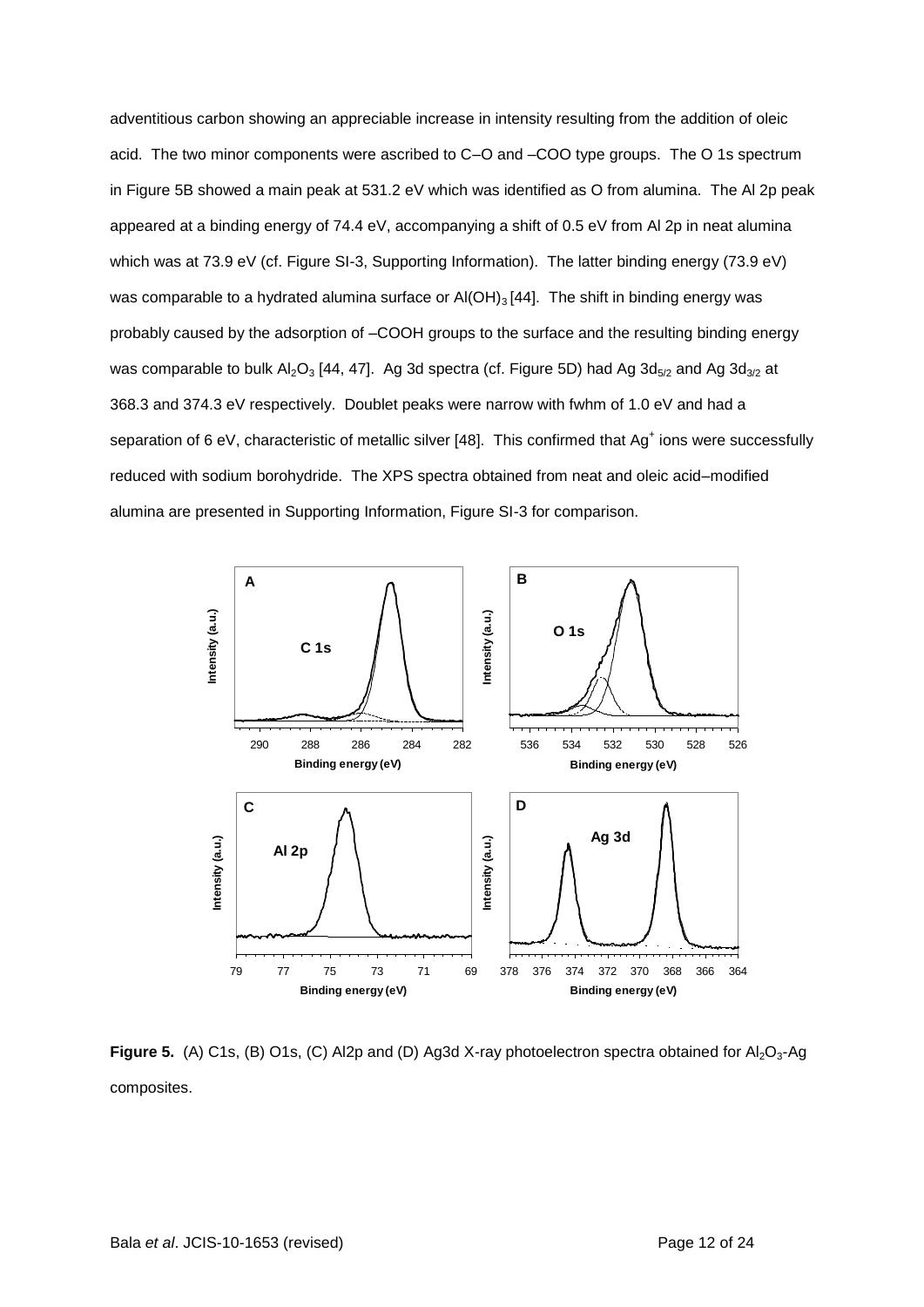adventitious carbon showing an appreciable increase in intensity resulting from the addition of oleic acid. The two minor components were ascribed to C–O and –COO type groups. The O 1s spectrum in Figure 5B showed a main peak at 531.2 eV which was identified as O from alumina. The Al 2p peak appeared at a binding energy of 74.4 eV, accompanying a shift of 0.5 eV from Al 2p in neat alumina which was at 73.9 eV (cf. Figure SI-3, Supporting Information). The latter binding energy (73.9 eV) was comparable to a hydrated alumina surface or $Al(OH)_3$ [44]. The shift in binding energy was probably caused by the adsorption of –COOH groups to the surface and the resulting binding energy was comparable to bulk $Al_2O_3$ [44, 47]. Ag 3d spectra (cf. Figure 5D) had Ag $3d_{5/2}$ and Ag $3d_{3/2}$ at 368.3 and 374.3 eV respectively. Doublet peaks were narrow with fwhm of 1.0 eV and had a separation of 6 eV, characteristic of metallic silver [48]. This confirmed that $Ag^+$ ions were successfully reduced with sodium borohydride. The XPS spectra obtained from neat and oleic acid–modified alumina are presented in Supporting Information, Figure SI-3 for comparison.

**Figure 5.** (A) C1s, (B) O1s, (C) Al2p and (D) Ag3d X-ray photoelectron spectra obtained for $Al_2O_3$-Ag composites.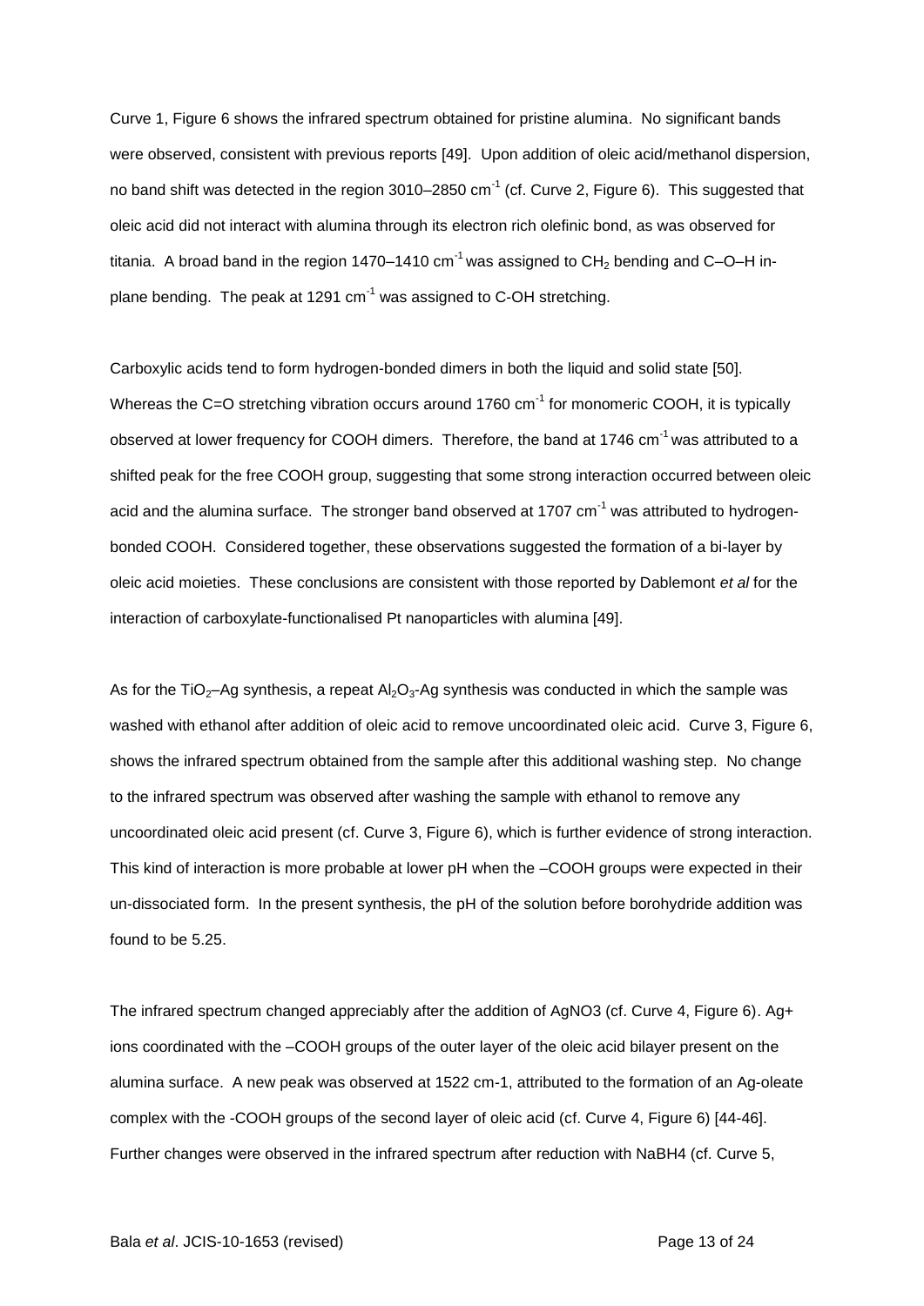Curve 1, Figure 6 shows the infrared spectrum obtained for pristine alumina. No significant bands were observed, consistent with previous reports [49]. Upon addition of oleic acid/methanol dispersion, no band shift was detected in the region 3010–2850 $cm^{-1}$ (cf. Curve 2, Figure 6). This suggested that oleic acid did not interact with alumina through its electron rich olefinic bond, as was observed for titania. A broad band in the region 1470–1410 $cm^{-1}$ was assigned to $CH_2$ bending and C–O–H in-plane bending. The peak at 1291 $cm^{-1}$ was assigned to C-OH stretching.

Carboxylic acids tend to form hydrogen-bonded dimers in both the liquid and solid state [50]. Whereas the C=O stretching vibration occurs around 1760 $cm^{-1}$ for monomeric COOH, it is typically observed at lower frequency for COOH dimers. Therefore, the band at 1746 $cm^{-1}$ was attributed to a shifted peak for the free COOH group, suggesting that some strong interaction occurred between oleic acid and the alumina surface. The stronger band observed at 1707 $cm^{-1}$ was attributed to hydrogen-bonded COOH. Considered together, these observations suggested the formation of a bi-layer by oleic acid moieties. These conclusions are consistent with those reported by Dablemont *et al* for the interaction of carboxylate-functionalised Pt nanoparticles with alumina [49].

As for the $TiO_2$–Ag synthesis, a repeat $Al_2O_3$-Ag synthesis was conducted in which the sample was washed with ethanol after addition of oleic acid to remove uncoordinated oleic acid. Curve 3, Figure 6, shows the infrared spectrum obtained from the sample after this additional washing step. No change to the infrared spectrum was observed after washing the sample with ethanol to remove any uncoordinated oleic acid present (cf. Curve 3, Figure 6), which is further evidence of strong interaction. This kind of interaction is more probable at lower pH when the –COOH groups were expected in their un-dissociated form. In the present synthesis, the pH of the solution before borohydride addition was found to be 5.25.

The infrared spectrum changed appreciably after the addition of AgNO3 (cf. Curve 4, Figure 6). Ag+ ions coordinated with the –COOH groups of the outer layer of the oleic acid bilayer present on the alumina surface. A new peak was observed at 1522 cm-1, attributed to the formation of an Ag-oleate complex with the -COOH groups of the second layer of oleic acid (cf. Curve 4, Figure 6) [44-46]. Further changes were observed in the infrared spectrum after reduction with NaBH4 (cf. Curve 5,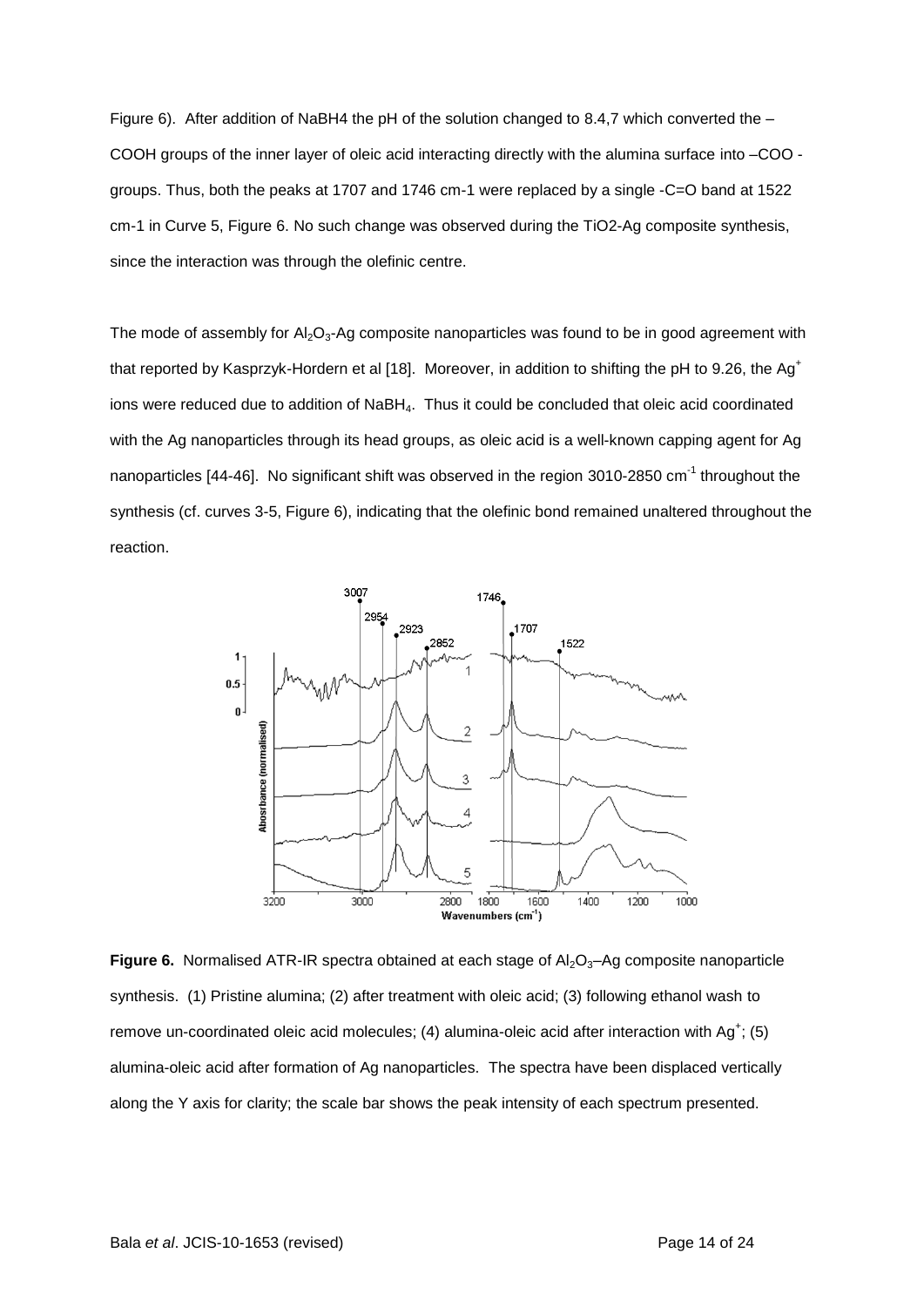Figure 6). After addition of NaBH4 the pH of the solution changed to 8.4,7 which converted the –COOH groups of the inner layer of oleic acid interacting directly with the alumina surface into –COO - groups. Thus, both the peaks at 1707 and 1746 cm-1 were replaced by a single -C=O band at 1522 cm-1 in Curve 5, Figure 6. No such change was observed during the TiO2-Ag composite synthesis, since the interaction was through the olefinic centre.

The mode of assembly for $Al_2O_3$-Ag composite nanoparticles was found to be in good agreement with that reported by Kasprzyk-Hordern et al [18]. Moreover, in addition to shifting the pH to 9.26, the $Ag^+$ ions were reduced due to addition of $NaBH_4$. Thus it could be concluded that oleic acid coordinated with the Ag nanoparticles through its head groups, as oleic acid is a well-known capping agent for Ag nanoparticles [44-46]. No significant shift was observed in the region 3010-2850 $cm^{-1}$ throughout the synthesis (cf. curves 3-5, Figure 6), indicating that the olefinic bond remained unaltered throughout the reaction.

**Figure 6.** Normalised ATR-IR spectra obtained at each stage of $Al_2O_3$–Ag composite nanoparticle synthesis. (1) Pristine alumina; (2) after treatment with oleic acid; (3) following ethanol wash to remove un-coordinated oleic acid molecules; (4) alumina-oleic acid after interaction with $Ag^+$; (5) alumina-oleic acid after formation of Ag nanoparticles. The spectra have been displaced vertically along the Y axis for clarity; the scale bar shows the peak intensity of each spectrum presented.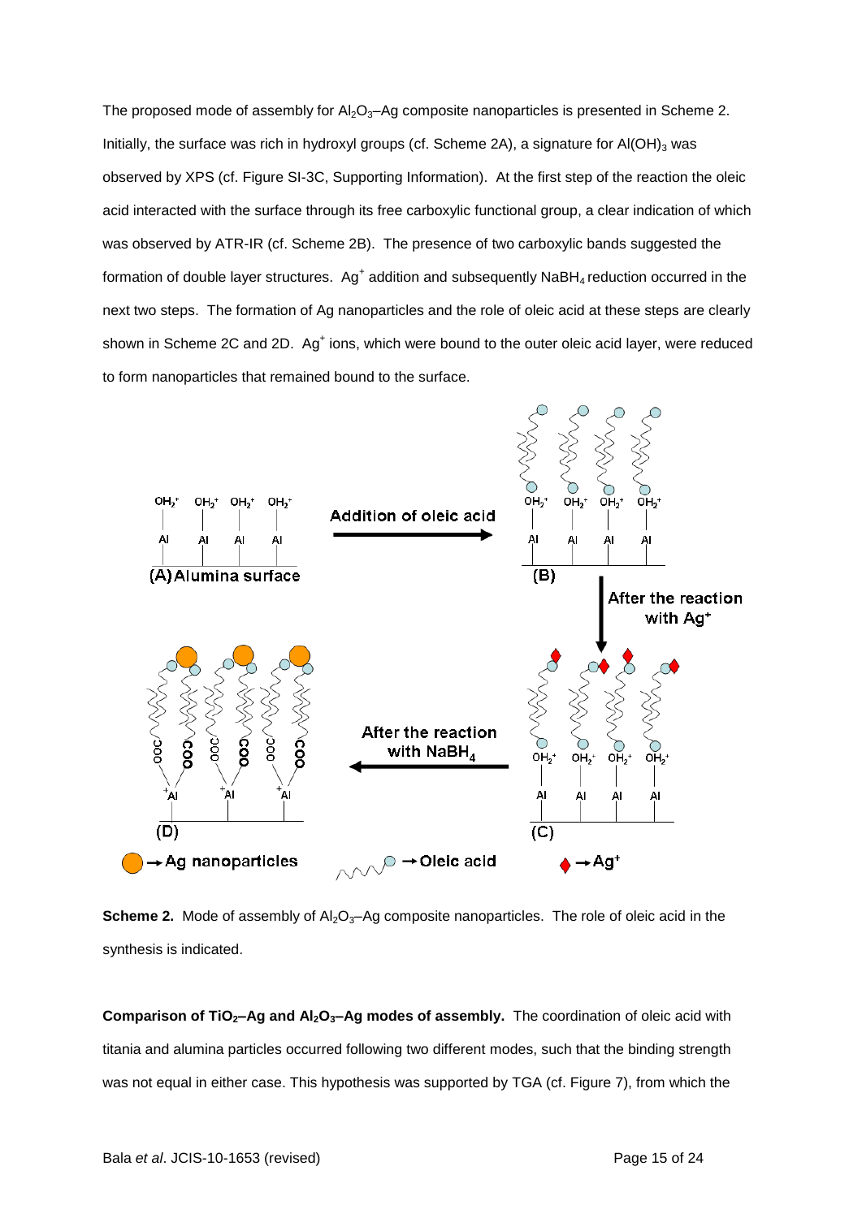The proposed mode of assembly for $Al_2O_3$–Ag composite nanoparticles is presented in Scheme 2. Initially, the surface was rich in hydroxyl groups (cf. Scheme 2A), a signature for $Al(OH)_3$ was observed by XPS (cf. Figure SI-3C, Supporting Information). At the first step of the reaction the oleic acid interacted with the surface through its free carboxylic functional group, a clear indication of which was observed by ATR-IR (cf. Scheme 2B). The presence of two carboxylic bands suggested the formation of double layer structures. $Ag^+$ addition and subsequently $NaBH_4$ reduction occurred in the next two steps. The formation of Ag nanoparticles and the role of oleic acid at these steps are clearly shown in Scheme 2C and 2D. $Ag^+$ ions, which were bound to the outer oleic acid layer, were reduced to form nanoparticles that remained bound to the surface.

**Scheme 2.** Mode of assembly of $Al_2O_3$–Ag composite nanoparticles. The role of oleic acid in the synthesis is indicated.

**Comparison of $TiO_2$–Ag and $Al_2O_3$–Ag modes of assembly.** The coordination of oleic acid with titania and alumina particles occurred following two different modes, such that the binding strength was not equal in either case. This hypothesis was supported by TGA (cf. Figure 7), from which the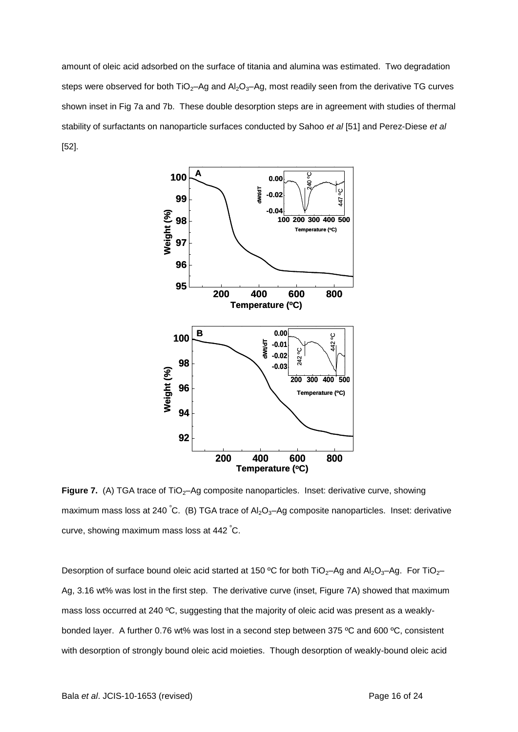amount of oleic acid adsorbed on the surface of titania and alumina was estimated. Two degradation steps were observed for both $TiO_2$–Ag and $Al_2O_3$–Ag, most readily seen from the derivative TG curves shown inset in Fig 7a and 7b. These double desorption steps are in agreement with studies of thermal stability of surfactants on nanoparticle surfaces conducted by Sahoo *et al* [51] and Perez-Diese *et al* [52].

**Figure 7.** (A) TGA trace of $TiO_2$–Ag composite nanoparticles. Inset: derivative curve, showing maximum mass loss at 240 °C. (B) TGA trace of $Al_2O_3$–Ag composite nanoparticles. Inset: derivative curve, showing maximum mass loss at 442 °C.

Desorption of surface bound oleic acid started at 150 ºC for both $TiO_2$–Ag and $Al_2O_3$–Ag. For $TiO_2$–Ag, 3.16 wt% was lost in the first step. The derivative curve (inset, Figure 7A) showed that maximum mass loss occurred at 240 ºC, suggesting that the majority of oleic acid was present as a weakly-bonded layer. A further 0.76 wt% was lost in a second step between 375 ºC and 600 ºC, consistent with desorption of strongly bound oleic acid moieties. Though desorption of weakly-bound oleic acid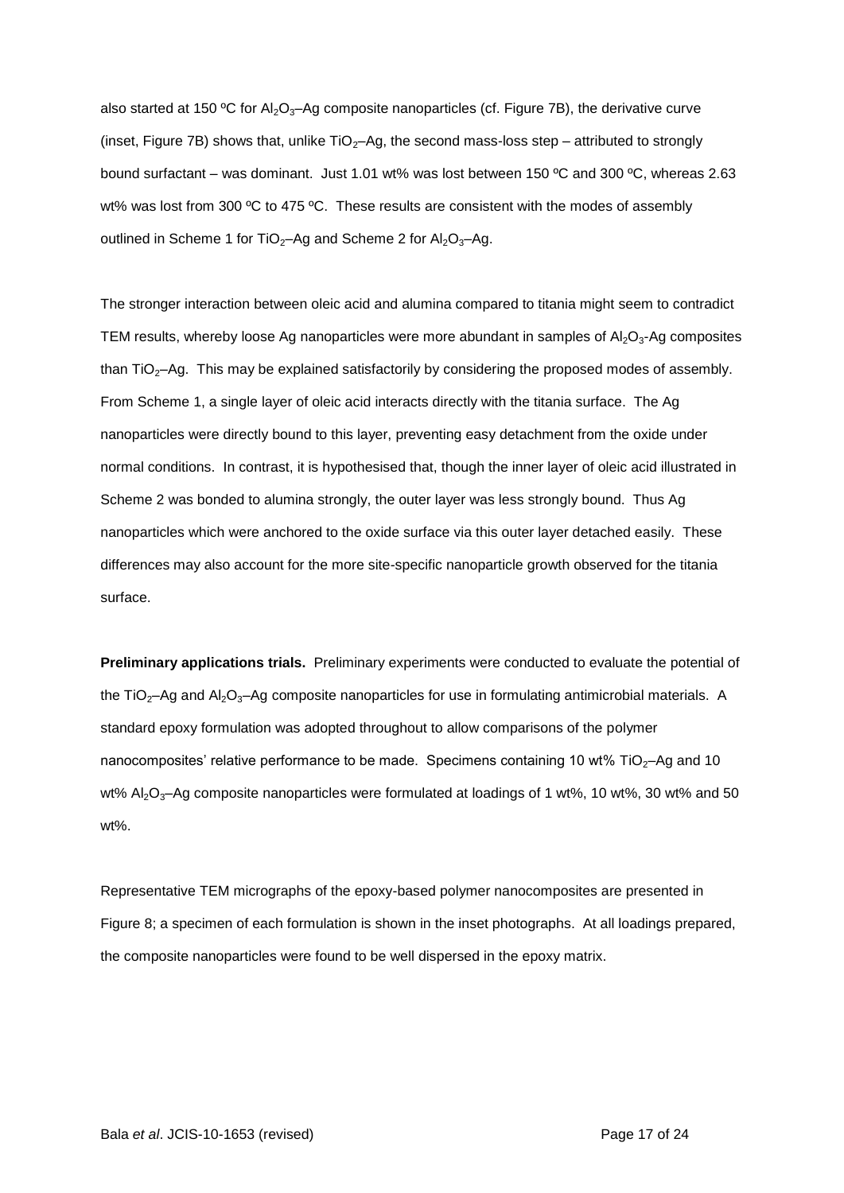also started at 150 ºC for $Al_2O_3$–Ag composite nanoparticles (cf. Figure 7B), the derivative curve (inset, Figure 7B) shows that, unlike $TiO_2$–Ag, the second mass-loss step – attributed to strongly bound surfactant – was dominant. Just 1.01 wt% was lost between 150 ºC and 300 ºC, whereas 2.63 wt% was lost from 300 ºC to 475 ºC. These results are consistent with the modes of assembly outlined in Scheme 1 for $TiO_2$–Ag and Scheme 2 for $Al_2O_3$–Ag.

The stronger interaction between oleic acid and alumina compared to titania might seem to contradict TEM results, whereby loose Ag nanoparticles were more abundant in samples of $Al_2O_3$-Ag composites than $TiO_2$–Ag. This may be explained satisfactorily by considering the proposed modes of assembly. From Scheme 1, a single layer of oleic acid interacts directly with the titania surface. The Ag nanoparticles were directly bound to this layer, preventing easy detachment from the oxide under normal conditions. In contrast, it is hypothesised that, though the inner layer of oleic acid illustrated in Scheme 2 was bonded to alumina strongly, the outer layer was less strongly bound. Thus Ag nanoparticles which were anchored to the oxide surface via this outer layer detached easily. These differences may also account for the more site-specific nanoparticle growth observed for the titania surface.

**Preliminary applications trials.** Preliminary experiments were conducted to evaluate the potential of the $TiO_2$–Ag and $Al_2O_3$–Ag composite nanoparticles for use in formulating antimicrobial materials. A standard epoxy formulation was adopted throughout to allow comparisons of the polymer nanocomposites' relative performance to be made. Specimens containing 10 wt% $TiO_2$–Ag and 10 wt% $Al_2O_3$–Ag composite nanoparticles were formulated at loadings of 1 wt%, 10 wt%, 30 wt% and 50 wt%.

Representative TEM micrographs of the epoxy-based polymer nanocomposites are presented in Figure 8; a specimen of each formulation is shown in the inset photographs. At all loadings prepared, the composite nanoparticles were found to be well dispersed in the epoxy matrix.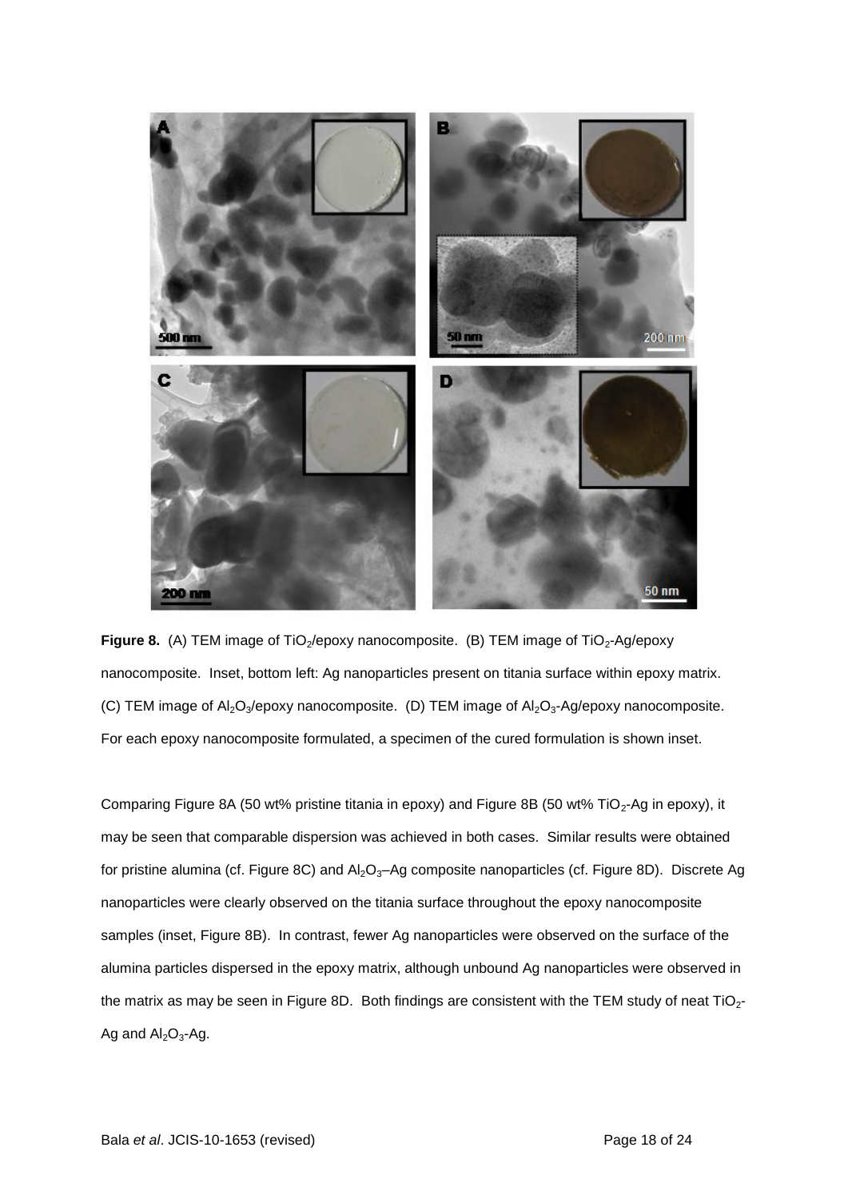**Figure 8.** (A) TEM image of $TiO_2$/epoxy nanocomposite. (B) TEM image of $TiO_2$-Ag/epoxy nanocomposite. Inset, bottom left: Ag nanoparticles present on titania surface within epoxy matrix. (C) TEM image of $Al_2O_3$/epoxy nanocomposite. (D) TEM image of $Al_2O_3$-Ag/epoxy nanocomposite. For each epoxy nanocomposite formulated, a specimen of the cured formulation is shown inset.

Comparing Figure 8A (50 wt% pristine titania in epoxy) and Figure 8B (50 wt% $TiO_2$-Ag in epoxy), it may be seen that comparable dispersion was achieved in both cases. Similar results were obtained for pristine alumina (cf. Figure 8C) and $Al_2O_3$–Ag composite nanoparticles (cf. Figure 8D). Discrete Ag nanoparticles were clearly observed on the titania surface throughout the epoxy nanocomposite samples (inset, Figure 8B). In contrast, fewer Ag nanoparticles were observed on the surface of the alumina particles dispersed in the epoxy matrix, although unbound Ag nanoparticles were observed in the matrix as may be seen in Figure 8D. Both findings are consistent with the TEM study of neat $TiO_2$-Ag and $Al_2O_3$-Ag.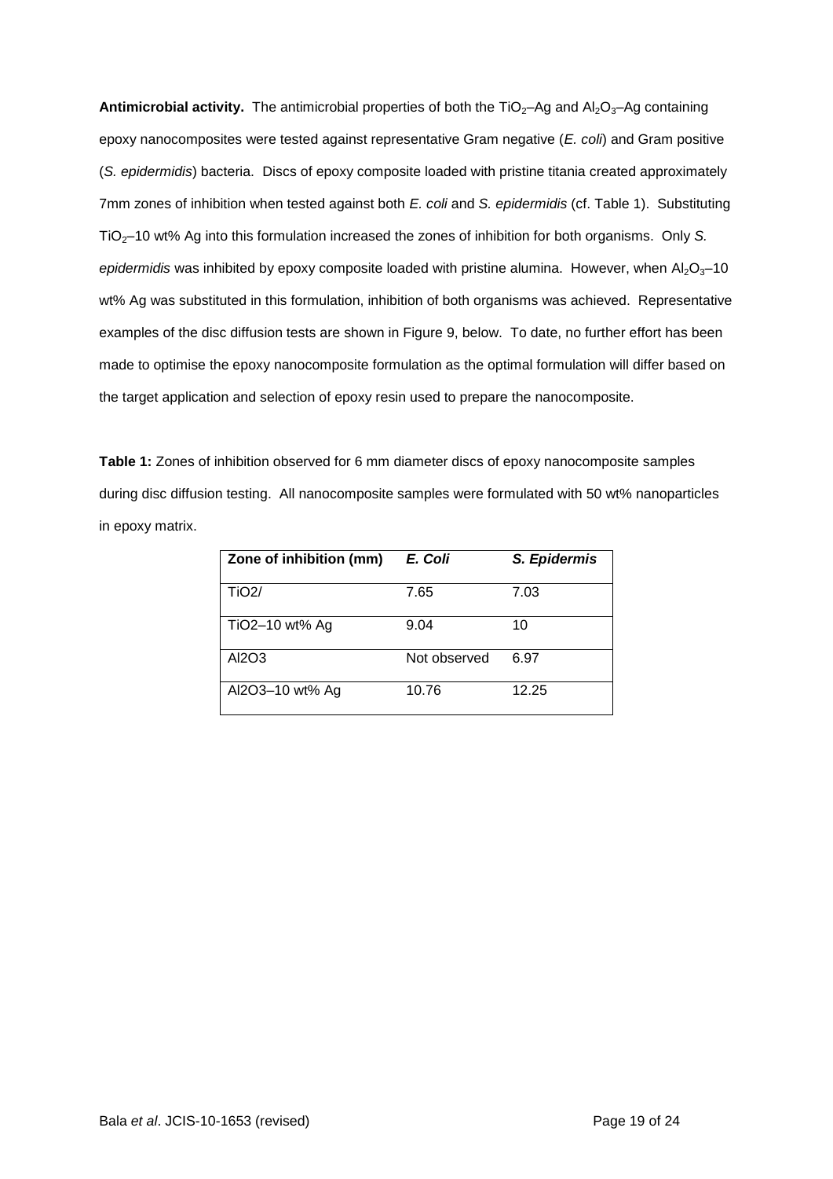**Antimicrobial activity.** The antimicrobial properties of both the $TiO_2$–Ag and $Al_2O_3$–Ag containing epoxy nanocomposites were tested against representative Gram negative (*E. coli*) and Gram positive (*S. epidermidis*) bacteria. Discs of epoxy composite loaded with pristine titania created approximately 7mm zones of inhibition when tested against both *E. coli* and *S. epidermidis* (cf. Table 1). Substituting $TiO_2$–10 wt% Ag into this formulation increased the zones of inhibition for both organisms. Only *S. epidermidis* was inhibited by epoxy composite loaded with pristine alumina. However, when $Al_2O_3$–10 wt% Ag was substituted in this formulation, inhibition of both organisms was achieved. Representative examples of the disc diffusion tests are shown in Figure 9, below. To date, no further effort has been made to optimise the epoxy nanocomposite formulation as the optimal formulation will differ based on the target application and selection of epoxy resin used to prepare the nanocomposite.

**Table 1:** Zones of inhibition observed for 6 mm diameter discs of epoxy nanocomposite samples during disc diffusion testing. All nanocomposite samples were formulated with 50 wt% nanoparticles in epoxy matrix.

| **Zone of inhibition (mm)** | ***E. Coli*** | ***S. Epidermis*** |
|---|---|---|
| TiO2/ | 7.65 | 7.03 |
| TiO2–10 wt% Ag | 9.04 | 10 |
| Al2O3 | Not observed | 6.97 |
| Al2O3–10 wt% Ag | 10.76 | 12.25 |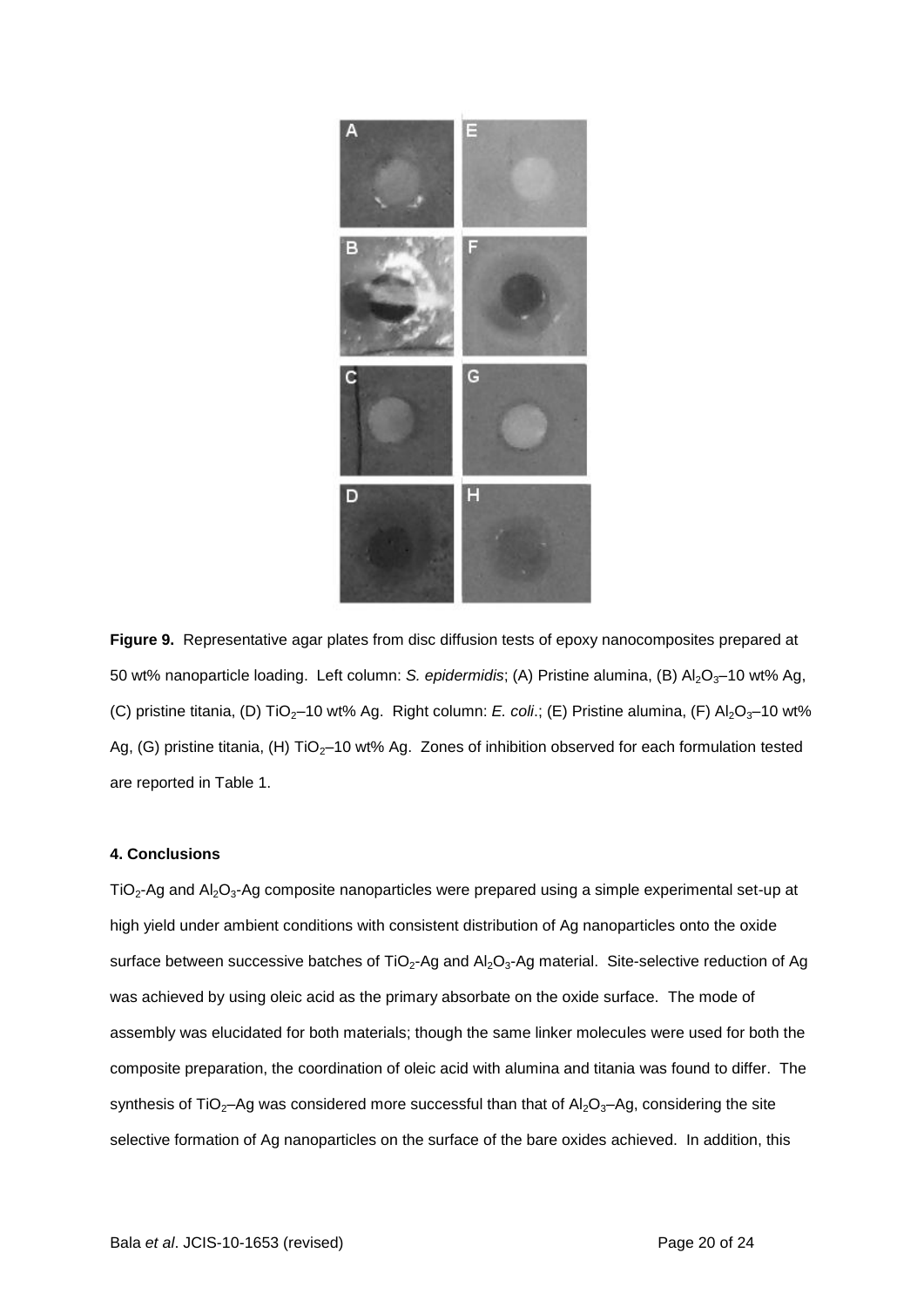**Figure 9.** Representative agar plates from disc diffusion tests of epoxy nanocomposites prepared at 50 wt% nanoparticle loading. Left column: *S. epidermidis*; (A) Pristine alumina, (B) $Al_2O_3$–10 wt% Ag, (C) pristine titania, (D) $TiO_2$–10 wt% Ag. Right column: *E. coli*.; (E) Pristine alumina, (F) $Al_2O_3$–10 wt% Ag, (G) pristine titania, (H) $TiO_2$–10 wt% Ag. Zones of inhibition observed for each formulation tested are reported in Table 1.

#### 4. Conclusions

$TiO_2$-Ag and $Al_2O_3$-Ag composite nanoparticles were prepared using a simple experimental set-up at high yield under ambient conditions with consistent distribution of Ag nanoparticles onto the oxide surface between successive batches of $TiO_2$-Ag and $Al_2O_3$-Ag material. Site-selective reduction of Ag was achieved by using oleic acid as the primary absorbate on the oxide surface. The mode of assembly was elucidated for both materials; though the same linker molecules were used for both the composite preparation, the coordination of oleic acid with alumina and titania was found to differ. The synthesis of $TiO_2$–Ag was considered more successful than that of $Al_2O_3$–Ag, considering the site selective formation of Ag nanoparticles on the surface of the bare oxides achieved. In addition, this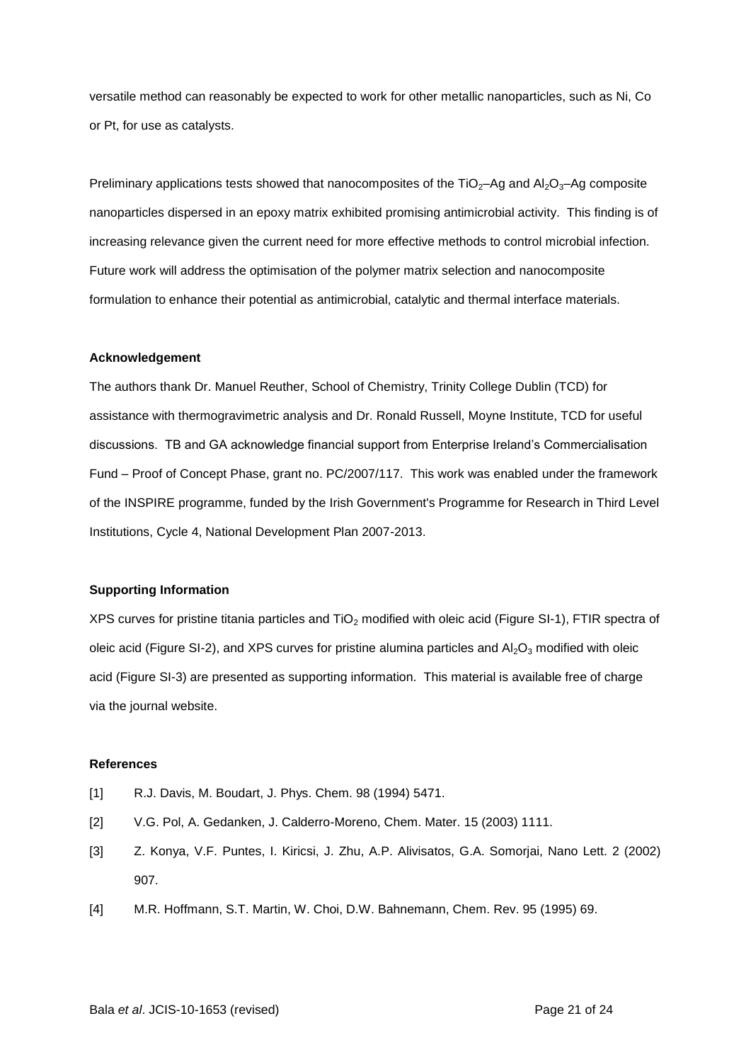versatile method can reasonably be expected to work for other metallic nanoparticles, such as Ni, Co or Pt, for use as catalysts.

Preliminary applications tests showed that nanocomposites of the $TiO_2$–Ag and $Al_2O_3$–Ag composite nanoparticles dispersed in an epoxy matrix exhibited promising antimicrobial activity. This finding is of increasing relevance given the current need for more effective methods to control microbial infection. Future work will address the optimisation of the polymer matrix selection and nanocomposite formulation to enhance their potential as antimicrobial, catalytic and thermal interface materials.

**Acknowledgement**

The authors thank Dr. Manuel Reuther, School of Chemistry, Trinity College Dublin (TCD) for assistance with thermogravimetric analysis and Dr. Ronald Russell, Moyne Institute, TCD for useful discussions. TB and GA acknowledge financial support from Enterprise Ireland's Commercialisation Fund – Proof of Concept Phase, grant no. PC/2007/117. This work was enabled under the framework of the INSPIRE programme, funded by the Irish Government's Programme for Research in Third Level Institutions, Cycle 4, National Development Plan 2007-2013.

**Supporting Information**

XPS curves for pristine titania particles and $TiO_2$ modified with oleic acid (Figure SI-1), FTIR spectra of oleic acid (Figure SI-2), and XPS curves for pristine alumina particles and $Al_2O_3$ modified with oleic acid (Figure SI-3) are presented as supporting information. This material is available free of charge via the journal website.

**References**

[1] R.J. Davis, M. Boudart, J. Phys. Chem. 98 (1994) 5471.

[2] V.G. Pol, A. Gedanken, J. Calderro-Moreno, Chem. Mater. 15 (2003) 1111.

[3] Z. Konya, V.F. Puntes, I. Kiricsi, J. Zhu, A.P. Alivisatos, G.A. Somorjai, Nano Lett. 2 (2002) 907.

[4] M.R. Hoffmann, S.T. Martin, W. Choi, D.W. Bahnemann, Chem. Rev. 95 (1995) 69.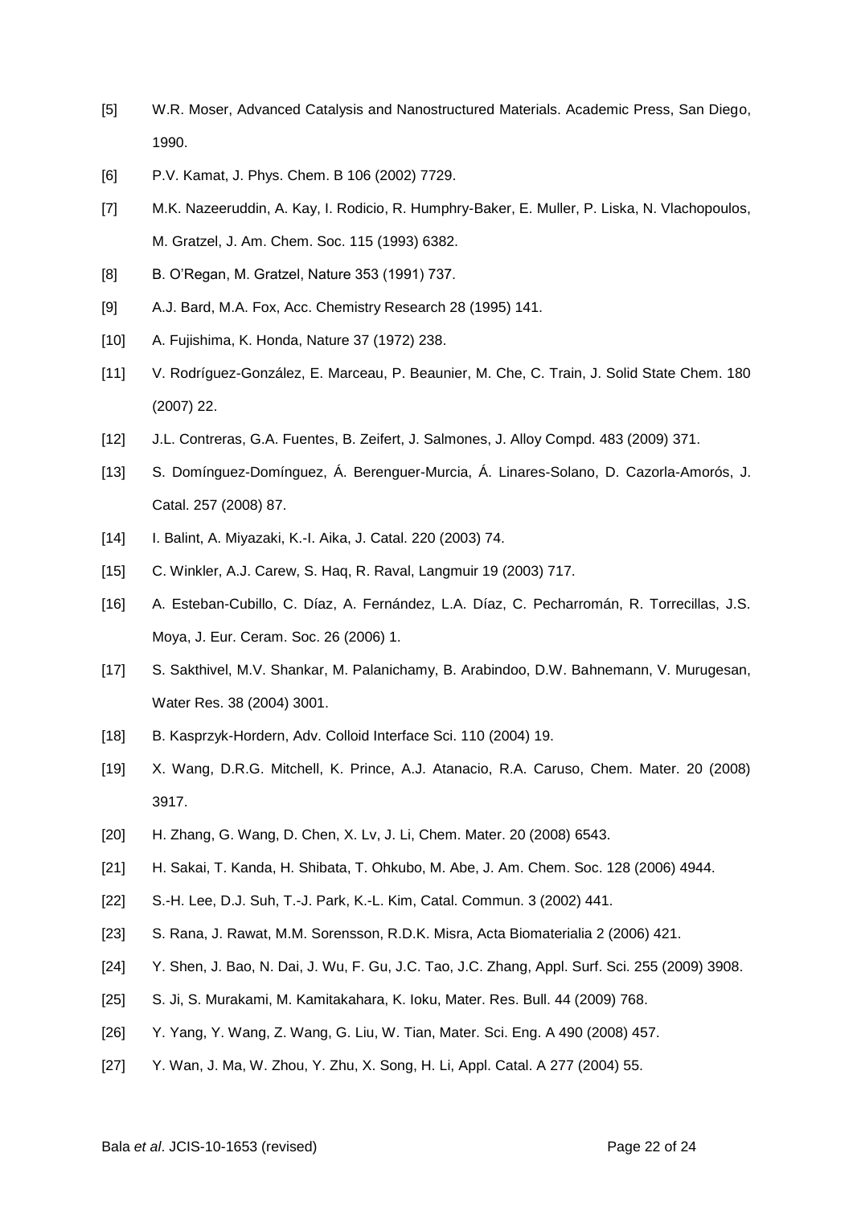[5] W.R. Moser, Advanced Catalysis and Nanostructured Materials. Academic Press, San Diego, 1990.

[6] P.V. Kamat, J. Phys. Chem. B 106 (2002) 7729.

[7] M.K. Nazeeruddin, A. Kay, I. Rodicio, R. Humphry-Baker, E. Muller, P. Liska, N. Vlachopoulos, M. Gratzel, J. Am. Chem. Soc. 115 (1993) 6382.

[8] B. O'Regan, M. Gratzel, Nature 353 (1991) 737.

[9] A.J. Bard, M.A. Fox, Acc. Chemistry Research 28 (1995) 141.

[10] A. Fujishima, K. Honda, Nature 37 (1972) 238.

[11] V. Rodríguez-González, E. Marceau, P. Beaunier, M. Che, C. Train, J. Solid State Chem. 180 (2007) 22.

[12] J.L. Contreras, G.A. Fuentes, B. Zeifert, J. Salmones, J. Alloy Compd. 483 (2009) 371.

[13] S. Domínguez-Domínguez, Á. Berenguer-Murcia, Á. Linares-Solano, D. Cazorla-Amorós, J. Catal. 257 (2008) 87.

[14] I. Balint, A. Miyazaki, K.-I. Aika, J. Catal. 220 (2003) 74.

[15] C. Winkler, A.J. Carew, S. Haq, R. Raval, Langmuir 19 (2003) 717.

[16] A. Esteban-Cubillo, C. Díaz, A. Fernández, L.A. Díaz, C. Pecharromán, R. Torrecillas, J.S. Moya, J. Eur. Ceram. Soc. 26 (2006) 1.

[17] S. Sakthivel, M.V. Shankar, M. Palanichamy, B. Arabindoo, D.W. Bahnemann, V. Murugesan, Water Res. 38 (2004) 3001.

[18] B. Kasprzyk-Hordern, Adv. Colloid Interface Sci. 110 (2004) 19.

[19] X. Wang, D.R.G. Mitchell, K. Prince, A.J. Atanacio, R.A. Caruso, Chem. Mater. 20 (2008) 3917.

[20] H. Zhang, G. Wang, D. Chen, X. Lv, J. Li, Chem. Mater. 20 (2008) 6543.

[21] H. Sakai, T. Kanda, H. Shibata, T. Ohkubo, M. Abe, J. Am. Chem. Soc. 128 (2006) 4944.

[22] S.-H. Lee, D.J. Suh, T.-J. Park, K.-L. Kim, Catal. Commun. 3 (2002) 441.

[23] S. Rana, J. Rawat, M.M. Sorensson, R.D.K. Misra, Acta Biomaterialia 2 (2006) 421.

[24] Y. Shen, J. Bao, N. Dai, J. Wu, F. Gu, J.C. Tao, J.C. Zhang, Appl. Surf. Sci. 255 (2009) 3908.

[25] S. Ji, S. Murakami, M. Kamitakahara, K. Ioku, Mater. Res. Bull. 44 (2009) 768.

[26] Y. Yang, Y. Wang, Z. Wang, G. Liu, W. Tian, Mater. Sci. Eng. A 490 (2008) 457.

[27] Y. Wan, J. Ma, W. Zhou, Y. Zhu, X. Song, H. Li, Appl. Catal. A 277 (2004) 55.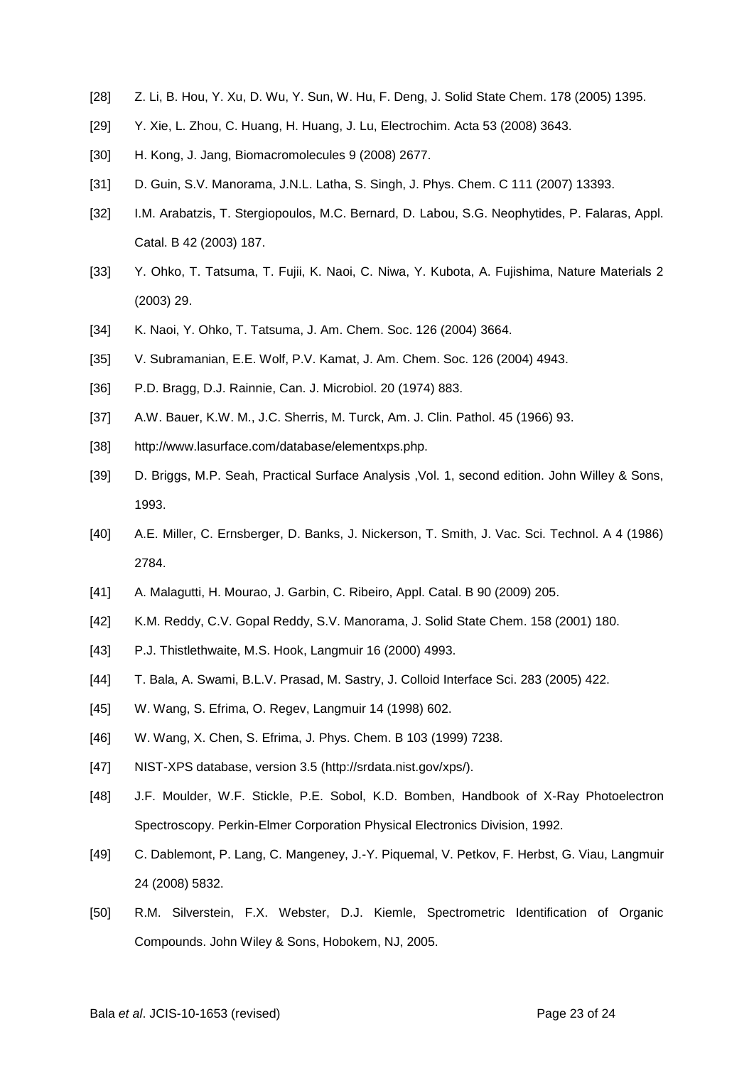[28] Z. Li, B. Hou, Y. Xu, D. Wu, Y. Sun, W. Hu, F. Deng, J. Solid State Chem. 178 (2005) 1395.

[29] Y. Xie, L. Zhou, C. Huang, H. Huang, J. Lu, Electrochim. Acta 53 (2008) 3643.

[30] H. Kong, J. Jang, Biomacromolecules 9 (2008) 2677.

[31] D. Guin, S.V. Manorama, J.N.L. Latha, S. Singh, J. Phys. Chem. C 111 (2007) 13393.

[32] I.M. Arabatzis, T. Stergiopoulos, M.C. Bernard, D. Labou, S.G. Neophytides, P. Falaras, Appl. Catal. B 42 (2003) 187.

[33] Y. Ohko, T. Tatsuma, T. Fujii, K. Naoi, C. Niwa, Y. Kubota, A. Fujishima, Nature Materials 2 (2003) 29.

[34] K. Naoi, Y. Ohko, T. Tatsuma, J. Am. Chem. Soc. 126 (2004) 3664.

[35] V. Subramanian, E.E. Wolf, P.V. Kamat, J. Am. Chem. Soc. 126 (2004) 4943.

[36] P.D. Bragg, D.J. Rainnie, Can. J. Microbiol. 20 (1974) 883.

[37] A.W. Bauer, K.W. M., J.C. Sherris, M. Turck, Am. J. Clin. Pathol. 45 (1966) 93.

[38] http://www.lasurface.com/database/elementxps.php.

[39] D. Briggs, M.P. Seah, Practical Surface Analysis ,Vol. 1, second edition. John Willey & Sons, 1993.

[40] A.E. Miller, C. Ernsberger, D. Banks, J. Nickerson, T. Smith, J. Vac. Sci. Technol. A 4 (1986) 2784.

[41] A. Malagutti, H. Mourao, J. Garbin, C. Ribeiro, Appl. Catal. B 90 (2009) 205.

[42] K.M. Reddy, C.V. Gopal Reddy, S.V. Manorama, J. Solid State Chem. 158 (2001) 180.

[43] P.J. Thistlethwaite, M.S. Hook, Langmuir 16 (2000) 4993.

[44] T. Bala, A. Swami, B.L.V. Prasad, M. Sastry, J. Colloid Interface Sci. 283 (2005) 422.

[45] W. Wang, S. Efrima, O. Regev, Langmuir 14 (1998) 602.

[46] W. Wang, X. Chen, S. Efrima, J. Phys. Chem. B 103 (1999) 7238.

[47] NIST-XPS database, version 3.5 (http://srdata.nist.gov/xps/).

[48] J.F. Moulder, W.F. Stickle, P.E. Sobol, K.D. Bomben, Handbook of X-Ray Photoelectron Spectroscopy. Perkin-Elmer Corporation Physical Electronics Division, 1992.

[49] C. Dablemont, P. Lang, C. Mangeney, J.-Y. Piquemal, V. Petkov, F. Herbst, G. Viau, Langmuir 24 (2008) 5832.

[50] R.M. Silverstein, F.X. Webster, D.J. Kiemle, Spectrometric Identification of Organic Compounds. John Wiley & Sons, Hobokem, NJ, 2005.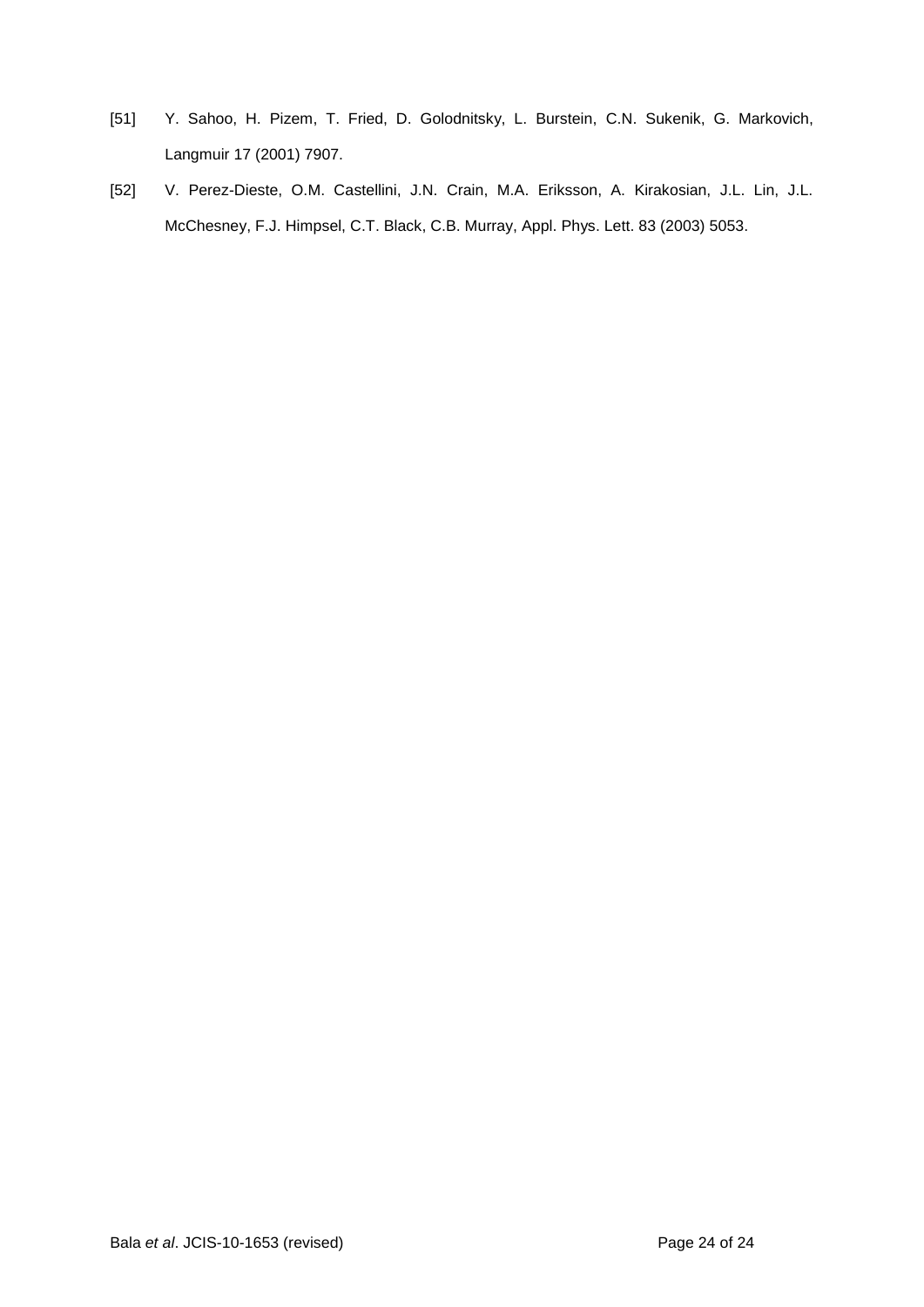[51] Y. Sahoo, H. Pizem, T. Fried, D. Golodnitsky, L. Burstein, C.N. Sukenik, G. Markovich, Langmuir 17 (2001) 7907.

[52] V. Perez-Dieste, O.M. Castellini, J.N. Crain, M.A. Eriksson, A. Kirakosian, J.L. Lin, J.L. McChesney, F.J. Himpsel, C.T. Black, C.B. Murray, Appl. Phys. Lett. 83 (2003) 5053.